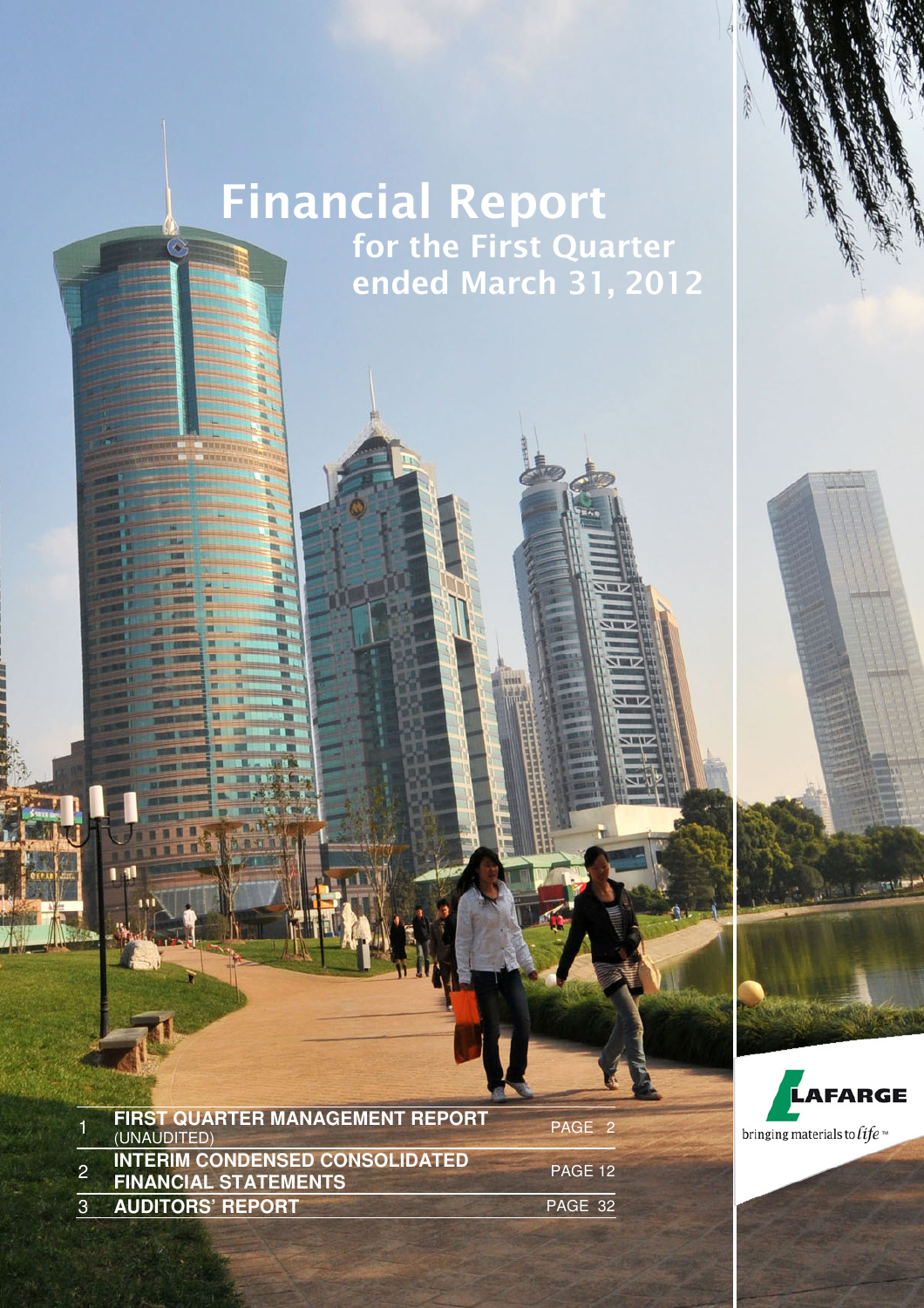# Financial Report

## for the First Quarter ended March 31, 2012

| | | |
|---|---|---|
| 1 | **FIRST QUARTER MANAGEMENT REPORT** (UNAUDITED) | PAGE 2 |
| 2 | **INTERIM CONDENSED CONSOLIDATED FINANCIAL STATEMENTS** | PAGE 12 |
| 3 | **AUDITORS' REPORT** | PAGE 32 |

LAFARGE

bringing materials to *life* ™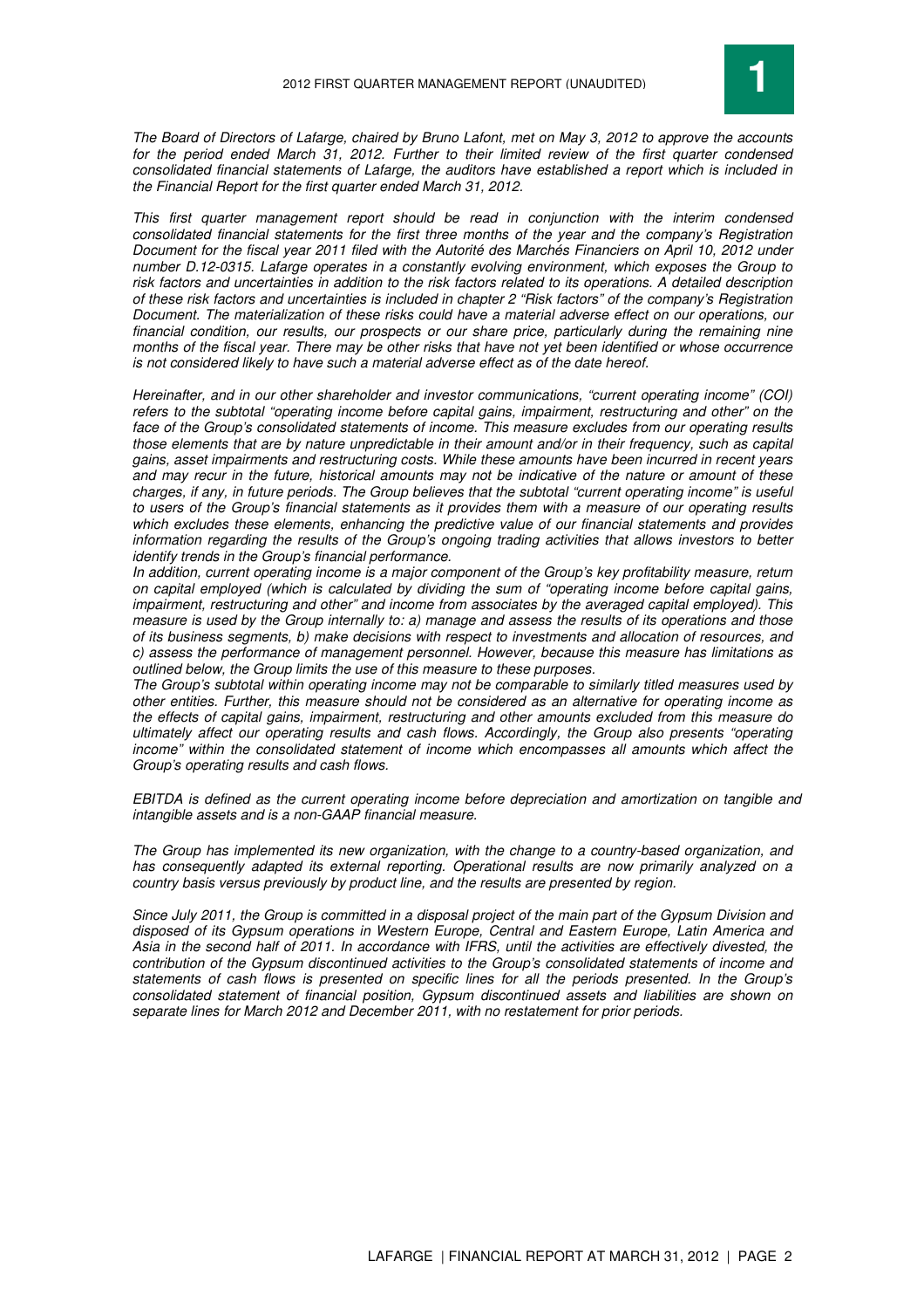*The Board of Directors of Lafarge, chaired by Bruno Lafont, met on May 3, 2012 to approve the accounts for the period ended March 31, 2012. Further to their limited review of the first quarter condensed consolidated financial statements of Lafarge, the auditors have established a report which is included in the Financial Report for the first quarter ended March 31, 2012.*

*This first quarter management report should be read in conjunction with the interim condensed consolidated financial statements for the first three months of the year and the company's Registration Document for the fiscal year 2011 filed with the Autorité des Marchés Financiers on April 10, 2012 under number D.12-0315. Lafarge operates in a constantly evolving environment, which exposes the Group to risk factors and uncertainties in addition to the risk factors related to its operations. A detailed description of these risk factors and uncertainties is included in chapter 2 "Risk factors" of the company's Registration Document. The materialization of these risks could have a material adverse effect on our operations, our financial condition, our results, our prospects or our share price, particularly during the remaining nine months of the fiscal year. There may be other risks that have not yet been identified or whose occurrence is not considered likely to have such a material adverse effect as of the date hereof.*

*Hereinafter, and in our other shareholder and investor communications, "current operating income" (COI) refers to the subtotal "operating income before capital gains, impairment, restructuring and other" on the face of the Group's consolidated statements of income. This measure excludes from our operating results those elements that are by nature unpredictable in their amount and/or in their frequency, such as capital gains, asset impairments and restructuring costs. While these amounts have been incurred in recent years and may recur in the future, historical amounts may not be indicative of the nature or amount of these charges, if any, in future periods. The Group believes that the subtotal "current operating income" is useful to users of the Group's financial statements as it provides them with a measure of our operating results which excludes these elements, enhancing the predictive value of our financial statements and provides information regarding the results of the Group's ongoing trading activities that allows investors to better identify trends in the Group's financial performance.*
*In addition, current operating income is a major component of the Group's key profitability measure, return on capital employed (which is calculated by dividing the sum of "operating income before capital gains, impairment, restructuring and other" and income from associates by the averaged capital employed). This measure is used by the Group internally to: a) manage and assess the results of its operations and those of its business segments, b) make decisions with respect to investments and allocation of resources, and c) assess the performance of management personnel. However, because this measure has limitations as outlined below, the Group limits the use of this measure to these purposes.*
*The Group's subtotal within operating income may not be comparable to similarly titled measures used by other entities. Further, this measure should not be considered as an alternative for operating income as the effects of capital gains, impairment, restructuring and other amounts excluded from this measure do ultimately affect our operating results and cash flows. Accordingly, the Group also presents "operating income" within the consolidated statement of income which encompasses all amounts which affect the Group's operating results and cash flows.*

*EBITDA is defined as the current operating income before depreciation and amortization on tangible and intangible assets and is a non-GAAP financial measure.*

*The Group has implemented its new organization, with the change to a country-based organization, and has consequently adapted its external reporting. Operational results are now primarily analyzed on a country basis versus previously by product line, and the results are presented by region.*

*Since July 2011, the Group is committed in a disposal project of the main part of the Gypsum Division and disposed of its Gypsum operations in Western Europe, Central and Eastern Europe, Latin America and Asia in the second half of 2011. In accordance with IFRS, until the activities are effectively divested, the contribution of the Gypsum discontinued activities to the Group's consolidated statements of income and statements of cash flows is presented on specific lines for all the periods presented. In the Group's consolidated statement of financial position, Gypsum discontinued assets and liabilities are shown on separate lines for March 2012 and December 2011, with no restatement for prior periods.*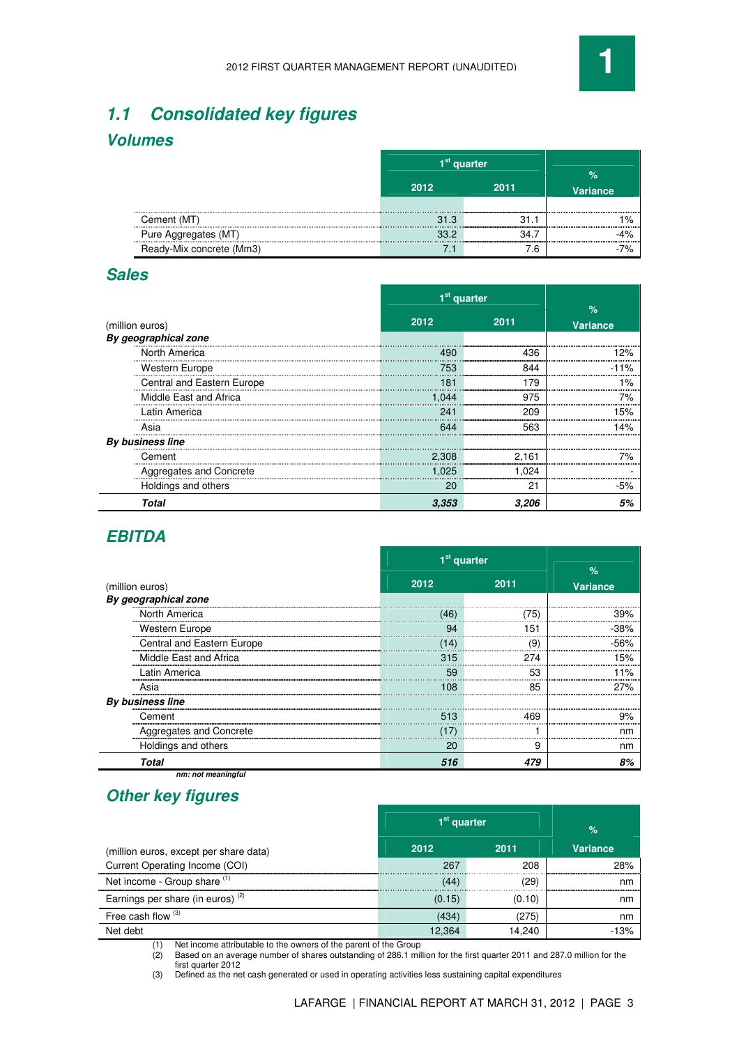## 1.1 Consolidated key figures

### Volumes

| | 1st quarter | | % |
|---|---|---|---|
| | 2012 | 2011 | Variance |
| Cement (MT) | 31.3 | 31.1 | 1% |
| Pure Aggregates (MT) | 33.2 | 34.7 | -4% |
| Ready-Mix concrete (Mm3) | 7.1 | 7.6 | -7% |

### Sales

| | 1st quarter | | % |
|---|---|---|---|
| (million euros) | 2012 | 2011 | Variance |
| ***By geographical zone*** | | | |
| North America | 490 | 436 | 12% |
| Western Europe | 753 | 844 | -11% |
| Central and Eastern Europe | 181 | 179 | 1% |
| Middle East and Africa | 1,044 | 975 | 7% |
| Latin America | 241 | 209 | 15% |
| Asia | 644 | 563 | 14% |
| ***By business line*** | | | |
| Cement | 2,308 | 2,161 | 7% |
| Aggregates and Concrete | 1,025 | 1,024 | - |
| Holdings and others | 20 | 21 | -5% |
| ***Total*** | ***3,353*** | ***3,206*** | ***5%*** |

### EBITDA

| | 1st quarter | | % |
|---|---|---|---|
| (million euros) | 2012 | 2011 | Variance |
| ***By geographical zone*** | | | |
| North America | (46) | (75) | 39% |
| Western Europe | 94 | 151 | -38% |
| Central and Eastern Europe | (14) | (9) | -56% |
| Middle East and Africa | 315 | 274 | 15% |
| Latin America | 59 | 53 | 11% |
| Asia | 108 | 85 | 27% |
| ***By business line*** | | | |
| Cement | 513 | 469 | 9% |
| Aggregates and Concrete | (17) | 1 | nm |
| Holdings and others | 20 | 9 | nm |
| ***Total*** | ***516*** | ***479*** | ***8%*** |

***nm: not meaningful***

### Other key figures

| | 1st quarter | | % |
|---|---|---|---|
| (million euros, except per share data) | 2012 | 2011 | Variance |
| Current Operating Income (COI) | 267 | 208 | 28% |
| Net income - Group share (1) | (44) | (29) | nm |
| Earnings per share (in euros) (2) | (0.15) | (0.10) | nm |
| Free cash flow (3) | (434) | (275) | nm |
| Net debt | 12,364 | 14,240 | -13% |

(1) Net income attributable to the owners of the parent of the Group
(2) Based on an average number of shares outstanding of 286.1 million for the first quarter 2011 and 287.0 million for the first quarter 2012
(3) Defined as the net cash generated or used in operating activities less sustaining capital expenditures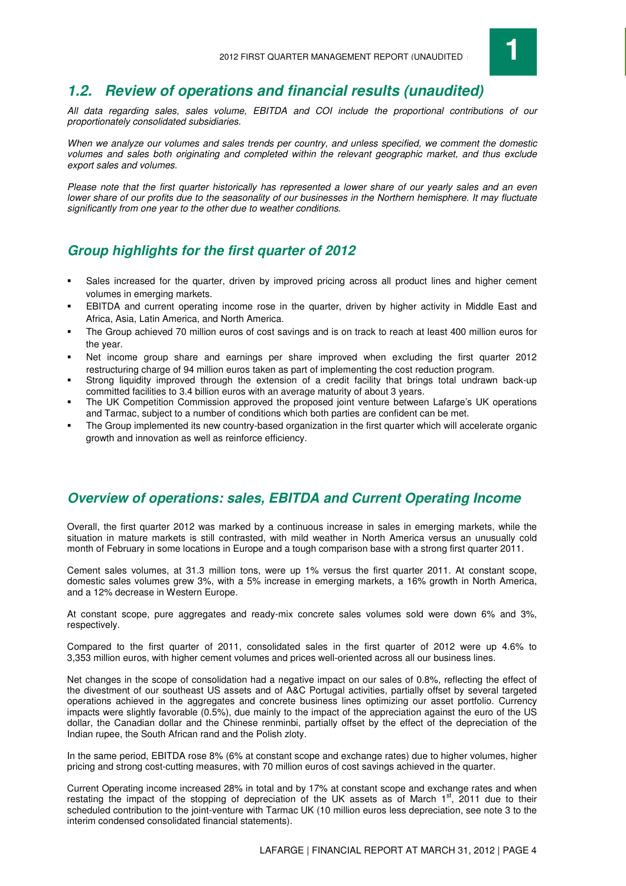## 1.2. Review of operations and financial results (unaudited)

*All data regarding sales, sales volume, EBITDA and COI include the proportional contributions of our proportionately consolidated subsidiaries.*

*When we analyze our volumes and sales trends per country, and unless specified, we comment the domestic volumes and sales both originating and completed within the relevant geographic market, and thus exclude export sales and volumes.*

*Please note that the first quarter historically has represented a lower share of our yearly sales and an even lower share of our profits due to the seasonality of our businesses in the Northern hemisphere. It may fluctuate significantly from one year to the other due to weather conditions.*

### Group highlights for the first quarter of 2012

- Sales increased for the quarter, driven by improved pricing across all product lines and higher cement volumes in emerging markets.
- EBITDA and current operating income rose in the quarter, driven by higher activity in Middle East and Africa, Asia, Latin America, and North America.
- The Group achieved 70 million euros of cost savings and is on track to reach at least 400 million euros for the year.
- Net income group share and earnings per share improved when excluding the first quarter 2012 restructuring charge of 94 million euros taken as part of implementing the cost reduction program.
- Strong liquidity improved through the extension of a credit facility that brings total undrawn back-up committed facilities to 3.4 billion euros with an average maturity of about 3 years.
- The UK Competition Commission approved the proposed joint venture between Lafarge's UK operations and Tarmac, subject to a number of conditions which both parties are confident can be met.
- The Group implemented its new country-based organization in the first quarter which will accelerate organic growth and innovation as well as reinforce efficiency.

### Overview of operations: sales, EBITDA and Current Operating Income

Overall, the first quarter 2012 was marked by a continuous increase in sales in emerging markets, while the situation in mature markets is still contrasted, with mild weather in North America versus an unusually cold month of February in some locations in Europe and a tough comparison base with a strong first quarter 2011.

Cement sales volumes, at 31.3 million tons, were up 1% versus the first quarter 2011. At constant scope, domestic sales volumes grew 3%, with a 5% increase in emerging markets, a 16% growth in North America, and a 12% decrease in Western Europe.

At constant scope, pure aggregates and ready-mix concrete sales volumes sold were down 6% and 3%, respectively.

Compared to the first quarter of 2011, consolidated sales in the first quarter of 2012 were up 4.6% to 3,353 million euros, with higher cement volumes and prices well-oriented across all our business lines.

Net changes in the scope of consolidation had a negative impact on our sales of 0.8%, reflecting the effect of the divestment of our southeast US assets and of A&C Portugal activities, partially offset by several targeted operations achieved in the aggregates and concrete business lines optimizing our asset portfolio. Currency impacts were slightly favorable (0.5%), due mainly to the impact of the appreciation against the euro of the US dollar, the Canadian dollar and the Chinese renminbi, partially offset by the effect of the depreciation of the Indian rupee, the South African rand and the Polish zloty.

In the same period, EBITDA rose 8% (6% at constant scope and exchange rates) due to higher volumes, higher pricing and strong cost-cutting measures, with 70 million euros of cost savings achieved in the quarter.

Current Operating income increased 28% in total and by 17% at constant scope and exchange rates and when restating the impact of the stopping of depreciation of the UK assets as of March 1st, 2011 due to their scheduled contribution to the joint-venture with Tarmac UK (10 million euros less depreciation, see note 3 to the interim condensed consolidated financial statements).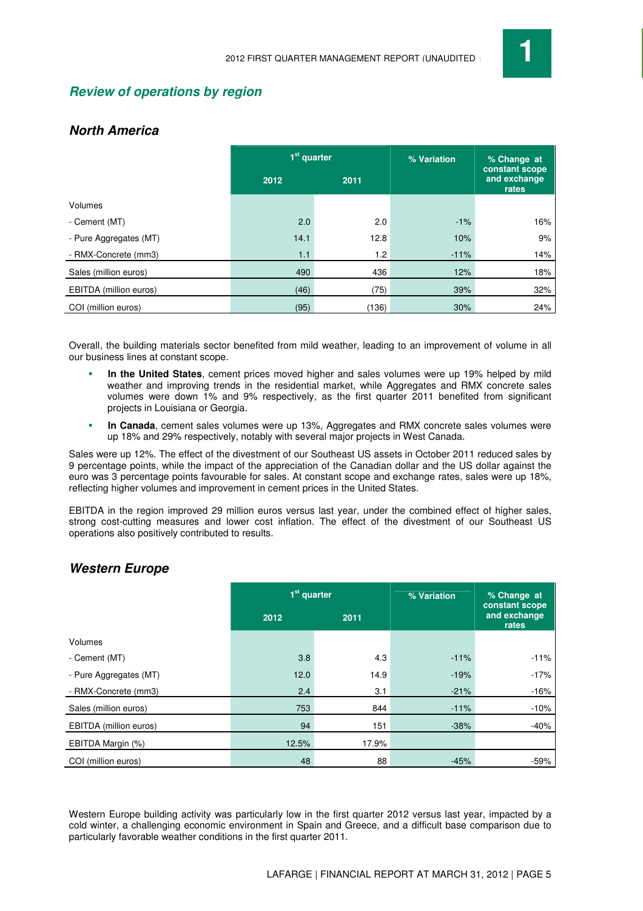## Review of operations by region

### North America

| | 1st quarter | | % Variation | % Change at constant scope and exchange rates |
|---|---|---|---|---|
| | 2012 | 2011 | | |
| Volumes | | | | |
| - Cement (MT) | 2.0 | 2.0 | -1% | 16% |
| - Pure Aggregates (MT) | 14.1 | 12.8 | 10% | 9% |
| - RMX-Concrete (mm3) | 1.1 | 1.2 | -11% | 14% |
| Sales (million euros) | 490 | 436 | 12% | 18% |
| EBITDA (million euros) | (46) | (75) | 39% | 32% |
| COI (million euros) | (95) | (136) | 30% | 24% |

Overall, the building materials sector benefited from mild weather, leading to an improvement of volume in all our business lines at constant scope.

- **In the United States**, cement prices moved higher and sales volumes were up 19% helped by mild weather and improving trends in the residential market, while Aggregates and RMX concrete sales volumes were down 1% and 9% respectively, as the first quarter 2011 benefited from significant projects in Louisiana or Georgia.
- **In Canada**, cement sales volumes were up 13%, Aggregates and RMX concrete sales volumes were up 18% and 29% respectively, notably with several major projects in West Canada.

Sales were up 12%. The effect of the divestment of our Southeast US assets in October 2011 reduced sales by 9 percentage points, while the impact of the appreciation of the Canadian dollar and the US dollar against the euro was 3 percentage points favourable for sales. At constant scope and exchange rates, sales were up 18%, reflecting higher volumes and improvement in cement prices in the United States.

EBITDA in the region improved 29 million euros versus last year, under the combined effect of higher sales, strong cost-cutting measures and lower cost inflation. The effect of the divestment of our Southeast US operations also positively contributed to results.

### Western Europe

| | 1st quarter | | % Variation | % Change at constant scope and exchange rates |
|---|---|---|---|---|
| | 2012 | 2011 | | |
| Volumes | | | | |
| - Cement (MT) | 3.8 | 4.3 | -11% | -11% |
| - Pure Aggregates (MT) | 12.0 | 14.9 | -19% | -17% |
| - RMX-Concrete (mm3) | 2.4 | 3.1 | -21% | -16% |
| Sales (million euros) | 753 | 844 | -11% | -10% |
| EBITDA (million euros) | 94 | 151 | -38% | -40% |
| EBITDA Margin (%) | 12.5% | 17.9% | | |
| COI (million euros) | 48 | 88 | -45% | -59% |

Western Europe building activity was particularly low in the first quarter 2012 versus last year, impacted by a cold winter, a challenging economic environment in Spain and Greece, and a difficult base comparison due to particularly favorable weather conditions in the first quarter 2011.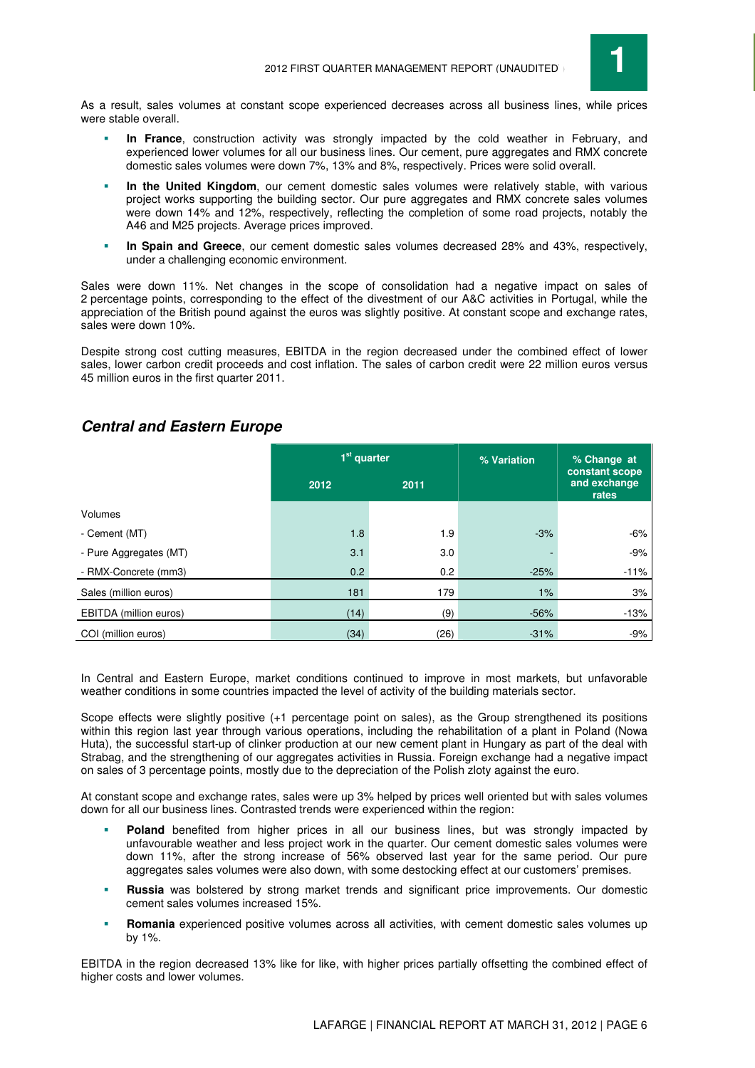As a result, sales volumes at constant scope experienced decreases across all business lines, while prices were stable overall.

- **In France**, construction activity was strongly impacted by the cold weather in February, and experienced lower volumes for all our business lines. Our cement, pure aggregates and RMX concrete domestic sales volumes were down 7%, 13% and 8%, respectively. Prices were solid overall.
- **In the United Kingdom**, our cement domestic sales volumes were relatively stable, with various project works supporting the building sector. Our pure aggregates and RMX concrete sales volumes were down 14% and 12%, respectively, reflecting the completion of some road projects, notably the A46 and M25 projects. Average prices improved.
- **In Spain and Greece**, our cement domestic sales volumes decreased 28% and 43%, respectively, under a challenging economic environment.

Sales were down 11%. Net changes in the scope of consolidation had a negative impact on sales of 2 percentage points, corresponding to the effect of the divestment of our A&C activities in Portugal, while the appreciation of the British pound against the euros was slightly positive. At constant scope and exchange rates, sales were down 10%.

Despite strong cost cutting measures, EBITDA in the region decreased under the combined effect of lower sales, lower carbon credit proceeds and cost inflation. The sales of carbon credit were 22 million euros versus 45 million euros in the first quarter 2011.

## *Central and Eastern Europe*

| | 1st quarter | | % Variation | % Change at constant scope and exchange rates |
|---|---|---|---|---|
| | 2012 | 2011 | | |
| Volumes | | | | |
| - Cement (MT) | 1.8 | 1.9 | -3% | -6% |
| - Pure Aggregates (MT) | 3.1 | 3.0 | - | -9% |
| - RMX-Concrete (mm3) | 0.2 | 0.2 | -25% | -11% |
| Sales (million euros) | 181 | 179 | 1% | 3% |
| EBITDA (million euros) | (14) | (9) | -56% | -13% |
| COI (million euros) | (34) | (26) | -31% | -9% |

In Central and Eastern Europe, market conditions continued to improve in most markets, but unfavorable weather conditions in some countries impacted the level of activity of the building materials sector.

Scope effects were slightly positive (+1 percentage point on sales), as the Group strengthened its positions within this region last year through various operations, including the rehabilitation of a plant in Poland (Nowa Huta), the successful start-up of clinker production at our new cement plant in Hungary as part of the deal with Strabag, and the strengthening of our aggregates activities in Russia. Foreign exchange had a negative impact on sales of 3 percentage points, mostly due to the depreciation of the Polish zloty against the euro.

At constant scope and exchange rates, sales were up 3% helped by prices well oriented but with sales volumes down for all our business lines. Contrasted trends were experienced within the region:

- **Poland** benefited from higher prices in all our business lines, but was strongly impacted by unfavourable weather and less project work in the quarter. Our cement domestic sales volumes were down 11%, after the strong increase of 56% observed last year for the same period. Our pure aggregates sales volumes were also down, with some destocking effect at our customers' premises.
- **Russia** was bolstered by strong market trends and significant price improvements. Our domestic cement sales volumes increased 15%.
- **Romania** experienced positive volumes across all activities, with cement domestic sales volumes up by 1%.

EBITDA in the region decreased 13% like for like, with higher prices partially offsetting the combined effect of higher costs and lower volumes.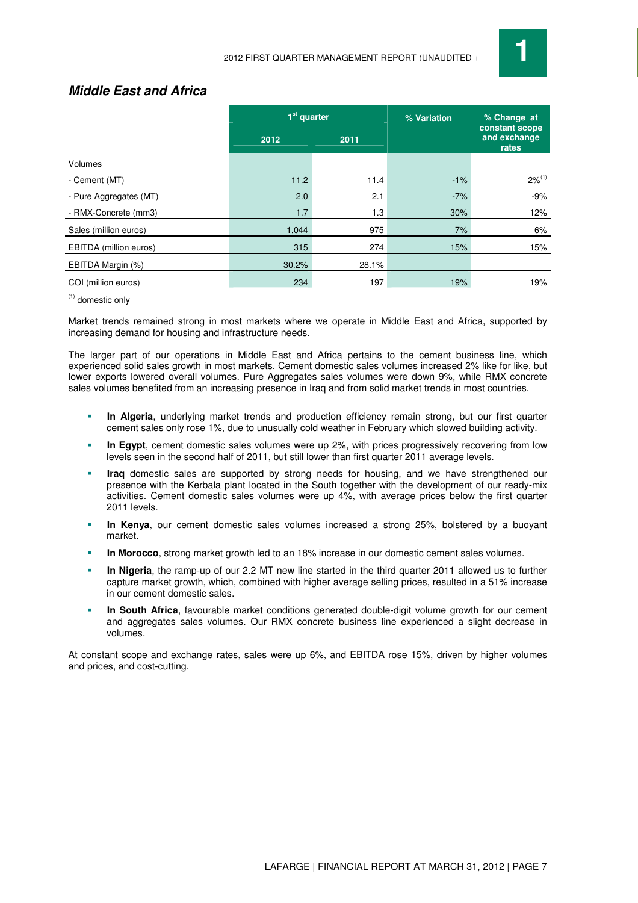## Middle East and Africa

| | 1st quarter | | % Variation | % Change at constant scope and exchange rates |
|---|---|---|---|---|
| | 2012 | 2011 | | |
| Volumes | | | | |
| - Cement (MT) | 11.2 | 11.4 | -1% | 2%(1) |
| - Pure Aggregates (MT) | 2.0 | 2.1 | -7% | -9% |
| - RMX-Concrete (mm3) | 1.7 | 1.3 | 30% | 12% |
| Sales (million euros) | 1,044 | 975 | 7% | 6% |
| EBITDA (million euros) | 315 | 274 | 15% | 15% |
| EBITDA Margin (%) | 30.2% | 28.1% | | |
| COI (million euros) | 234 | 197 | 19% | 19% |

(1) domestic only

Market trends remained strong in most markets where we operate in Middle East and Africa, supported by increasing demand for housing and infrastructure needs.

The larger part of our operations in Middle East and Africa pertains to the cement business line, which experienced solid sales growth in most markets. Cement domestic sales volumes increased 2% like for like, but lower exports lowered overall volumes. Pure Aggregates sales volumes were down 9%, while RMX concrete sales volumes benefited from an increasing presence in Iraq and from solid market trends in most countries.

- **In Algeria**, underlying market trends and production efficiency remain strong, but our first quarter cement sales only rose 1%, due to unusually cold weather in February which slowed building activity.
- **In Egypt**, cement domestic sales volumes were up 2%, with prices progressively recovering from low levels seen in the second half of 2011, but still lower than first quarter 2011 average levels.
- **Iraq** domestic sales are supported by strong needs for housing, and we have strengthened our presence with the Kerbala plant located in the South together with the development of our ready-mix activities. Cement domestic sales volumes were up 4%, with average prices below the first quarter 2011 levels.
- **In Kenya**, our cement domestic sales volumes increased a strong 25%, bolstered by a buoyant market.
- **In Morocco**, strong market growth led to an 18% increase in our domestic cement sales volumes.
- **In Nigeria**, the ramp-up of our 2.2 MT new line started in the third quarter 2011 allowed us to further capture market growth, which, combined with higher average selling prices, resulted in a 51% increase in our cement domestic sales.
- **In South Africa**, favourable market conditions generated double-digit volume growth for our cement and aggregates sales volumes. Our RMX concrete business line experienced a slight decrease in volumes.

At constant scope and exchange rates, sales were up 6%, and EBITDA rose 15%, driven by higher volumes and prices, and cost-cutting.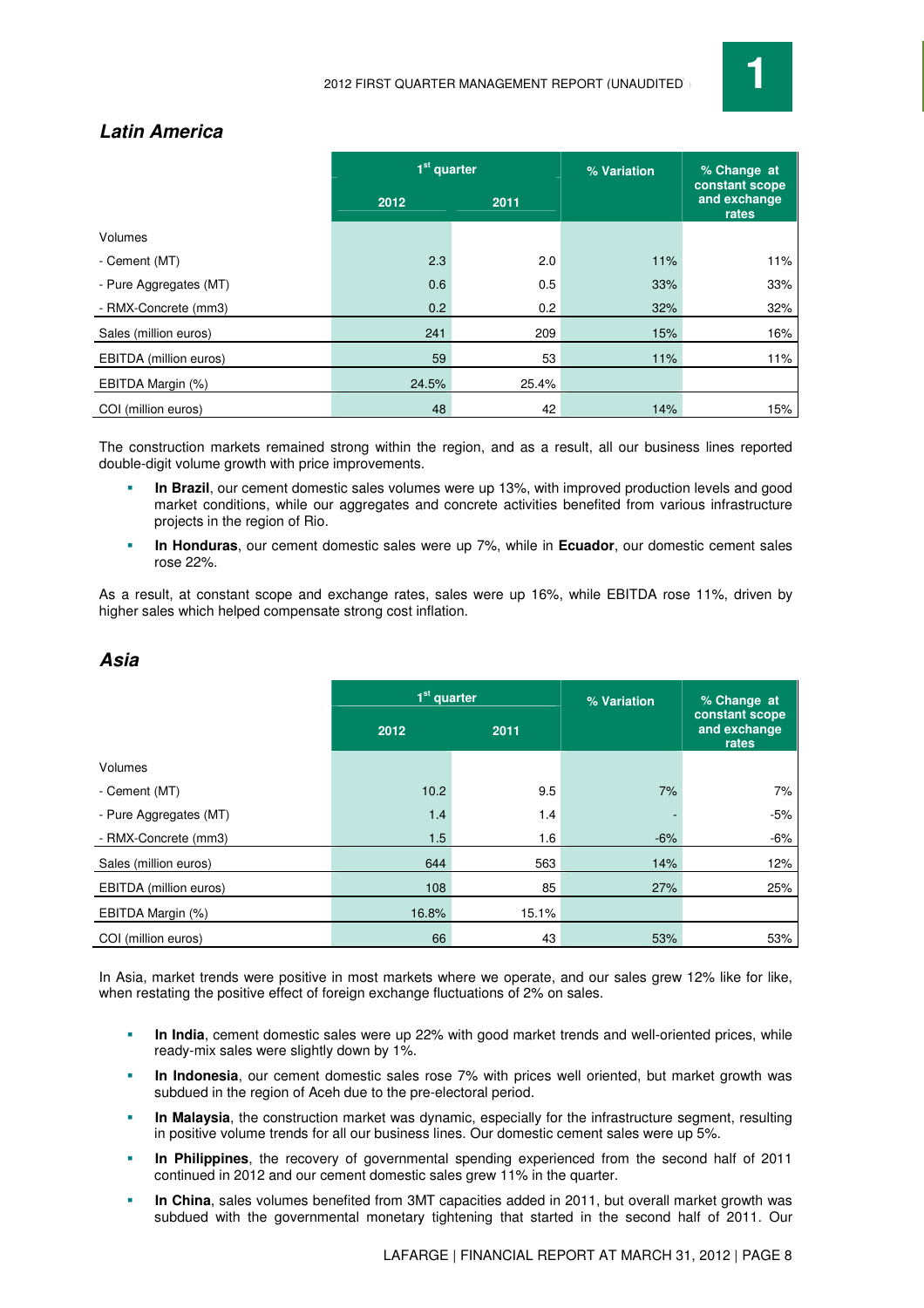## *Latin America*

| | 1st quarter | | % Variation | % Change at constant scope and exchange rates |
|---|---|---|---|---|
| | 2012 | 2011 | | |
| Volumes | | | | |
| - Cement (MT) | 2.3 | 2.0 | 11% | 11% |
| - Pure Aggregates (MT) | 0.6 | 0.5 | 33% | 33% |
| - RMX-Concrete (mm3) | 0.2 | 0.2 | 32% | 32% |
| Sales (million euros) | 241 | 209 | 15% | 16% |
| EBITDA (million euros) | 59 | 53 | 11% | 11% |
| EBITDA Margin (%) | 24.5% | 25.4% | | |
| COI (million euros) | 48 | 42 | 14% | 15% |

The construction markets remained strong within the region, and as a result, all our business lines reported double-digit volume growth with price improvements.

- **In Brazil**, our cement domestic sales volumes were up 13%, with improved production levels and good market conditions, while our aggregates and concrete activities benefited from various infrastructure projects in the region of Rio.
- **In Honduras**, our cement domestic sales were up 7%, while in **Ecuador**, our domestic cement sales rose 22%.

As a result, at constant scope and exchange rates, sales were up 16%, while EBITDA rose 11%, driven by higher sales which helped compensate strong cost inflation.

## *Asia*

| | 1st quarter | | % Variation | % Change at constant scope and exchange rates |
|---|---|---|---|---|
| | 2012 | 2011 | | |
| Volumes | | | | |
| - Cement (MT) | 10.2 | 9.5 | 7% | 7% |
| - Pure Aggregates (MT) | 1.4 | 1.4 | - | -5% |
| - RMX-Concrete (mm3) | 1.5 | 1.6 | -6% | -6% |
| Sales (million euros) | 644 | 563 | 14% | 12% |
| EBITDA (million euros) | 108 | 85 | 27% | 25% |
| EBITDA Margin (%) | 16.8% | 15.1% | | |
| COI (million euros) | 66 | 43 | 53% | 53% |

In Asia, market trends were positive in most markets where we operate, and our sales grew 12% like for like, when restating the positive effect of foreign exchange fluctuations of 2% on sales.

- **In India**, cement domestic sales were up 22% with good market trends and well-oriented prices, while ready-mix sales were slightly down by 1%.
- **In Indonesia**, our cement domestic sales rose 7% with prices well oriented, but market growth was subdued in the region of Aceh due to the pre-electoral period.
- **In Malaysia**, the construction market was dynamic, especially for the infrastructure segment, resulting in positive volume trends for all our business lines. Our domestic cement sales were up 5%.
- **In Philippines**, the recovery of governmental spending experienced from the second half of 2011 continued in 2012 and our cement domestic sales grew 11% in the quarter.
- **In China**, sales volumes benefited from 3MT capacities added in 2011, but overall market growth was subdued with the governmental monetary tightening that started in the second half of 2011. Our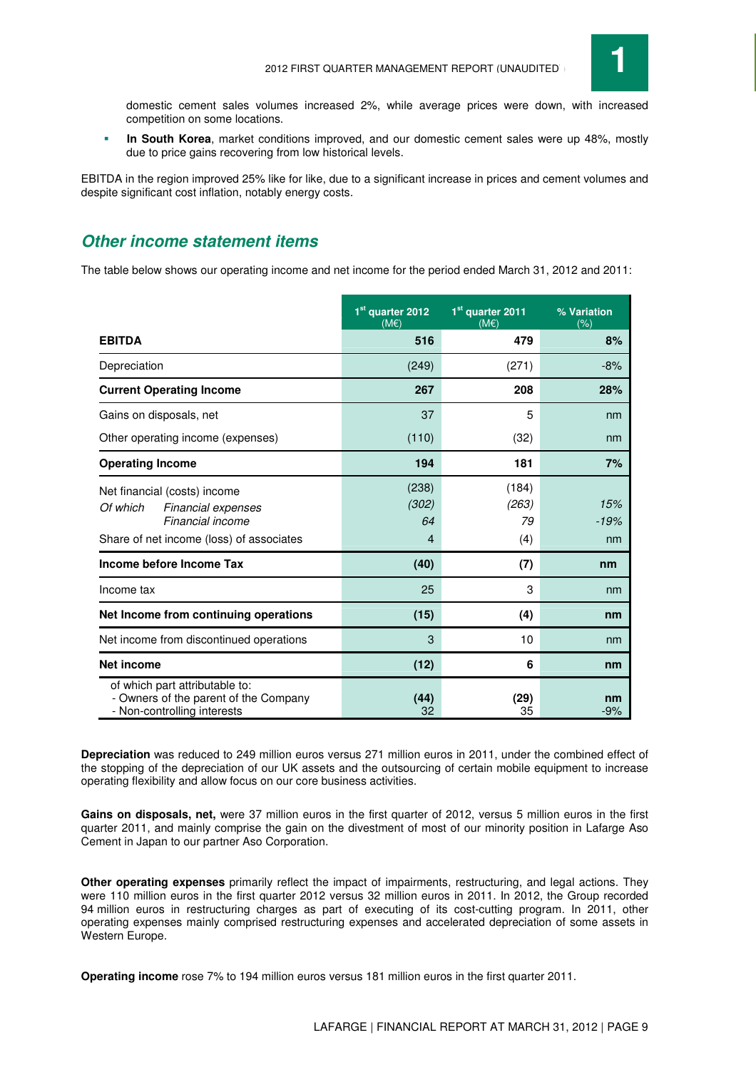domestic cement sales volumes increased 2%, while average prices were down, with increased competition on some locations.

- **In South Korea**, market conditions improved, and our domestic cement sales were up 48%, mostly due to price gains recovering from low historical levels.

EBITDA in the region improved 25% like for like, due to a significant increase in prices and cement volumes and despite significant cost inflation, notably energy costs.

## *Other income statement items*

The table below shows our operating income and net income for the period ended March 31, 2012 and 2011:

| | 1st quarter 2012 (M€) | 1st quarter 2011 (M€) | % Variation (%) |
|---|---|---|---|
| **EBITDA** | **516** | **479** | **8%** |
| Depreciation | (249) | (271) | -8% |
| **Current Operating Income** | **267** | **208** | **28%** |
| Gains on disposals, net | 37 | 5 | nm |
| Other operating income (expenses) | (110) | (32) | nm |
| **Operating Income** | **194** | **181** | **7%** |
| Net financial (costs) income | (238) | (184) | |
| *Of which Financial expenses* | *(302)* | *(263)* | *15%* |
| *Financial income* | *64* | *79* | *-19%* |
| Share of net income (loss) of associates | 4 | (4) | nm |
| **Income before Income Tax** | **(40)** | **(7)** | **nm** |
| Income tax | 25 | 3 | nm |
| **Net Income from continuing operations** | **(15)** | **(4)** | **nm** |
| Net income from discontinued operations | 3 | 10 | nm |
| **Net income** | **(12)** | **6** | **nm** |
| of which part attributable to: | | | |
| - Owners of the parent of the Company | **(44)** | **(29)** | **nm** |
| - Non-controlling interests | 32 | 35 | -9% |

**Depreciation** was reduced to 249 million euros versus 271 million euros in 2011, under the combined effect of the stopping of the depreciation of our UK assets and the outsourcing of certain mobile equipment to increase operating flexibility and allow focus on our core business activities.

**Gains on disposals, net,** were 37 million euros in the first quarter of 2012, versus 5 million euros in the first quarter 2011, and mainly comprise the gain on the divestment of most of our minority position in Lafarge Aso Cement in Japan to our partner Aso Corporation.

**Other operating expenses** primarily reflect the impact of impairments, restructuring, and legal actions. They were 110 million euros in the first quarter 2012 versus 32 million euros in 2011. In 2012, the Group recorded 94 million euros in restructuring charges as part of executing of its cost-cutting program. In 2011, other operating expenses mainly comprised restructuring expenses and accelerated depreciation of some assets in Western Europe.

**Operating income** rose 7% to 194 million euros versus 181 million euros in the first quarter 2011.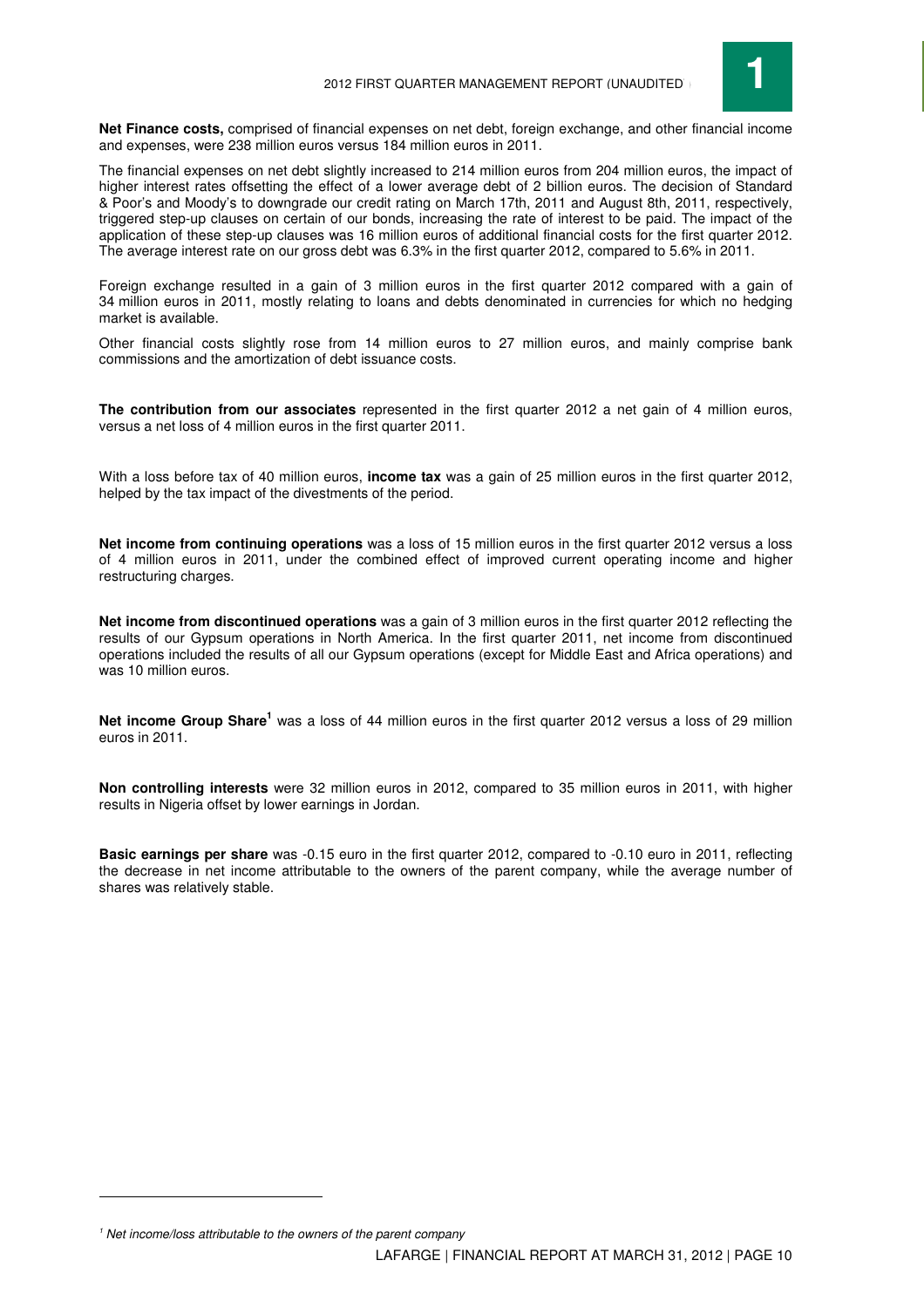**Net Finance costs,** comprised of financial expenses on net debt, foreign exchange, and other financial income and expenses, were 238 million euros versus 184 million euros in 2011.

The financial expenses on net debt slightly increased to 214 million euros from 204 million euros, the impact of higher interest rates offsetting the effect of a lower average debt of 2 billion euros. The decision of Standard & Poor's and Moody's to downgrade our credit rating on March 17th, 2011 and August 8th, 2011, respectively, triggered step-up clauses on certain of our bonds, increasing the rate of interest to be paid. The impact of the application of these step-up clauses was 16 million euros of additional financial costs for the first quarter 2012. The average interest rate on our gross debt was 6.3% in the first quarter 2012, compared to 5.6% in 2011.

Foreign exchange resulted in a gain of 3 million euros in the first quarter 2012 compared with a gain of 34 million euros in 2011, mostly relating to loans and debts denominated in currencies for which no hedging market is available.

Other financial costs slightly rose from 14 million euros to 27 million euros, and mainly comprise bank commissions and the amortization of debt issuance costs.

**The contribution from our associates** represented in the first quarter 2012 a net gain of 4 million euros, versus a net loss of 4 million euros in the first quarter 2011.

With a loss before tax of 40 million euros, **income tax** was a gain of 25 million euros in the first quarter 2012, helped by the tax impact of the divestments of the period.

**Net income from continuing operations** was a loss of 15 million euros in the first quarter 2012 versus a loss of 4 million euros in 2011, under the combined effect of improved current operating income and higher restructuring charges.

**Net income from discontinued operations** was a gain of 3 million euros in the first quarter 2012 reflecting the results of our Gypsum operations in North America. In the first quarter 2011, net income from discontinued operations included the results of all our Gypsum operations (except for Middle East and Africa operations) and was 10 million euros.

**Net income Group Share**[1] was a loss of 44 million euros in the first quarter 2012 versus a loss of 29 million euros in 2011.

**Non controlling interests** were 32 million euros in 2012, compared to 35 million euros in 2011, with higher results in Nigeria offset by lower earnings in Jordan.

**Basic earnings per share** was -0.15 euro in the first quarter 2012, compared to -0.10 euro in 2011, reflecting the decrease in net income attributable to the owners of the parent company, while the average number of shares was relatively stable.

---

[1] *Net income/loss attributable to the owners of the parent company*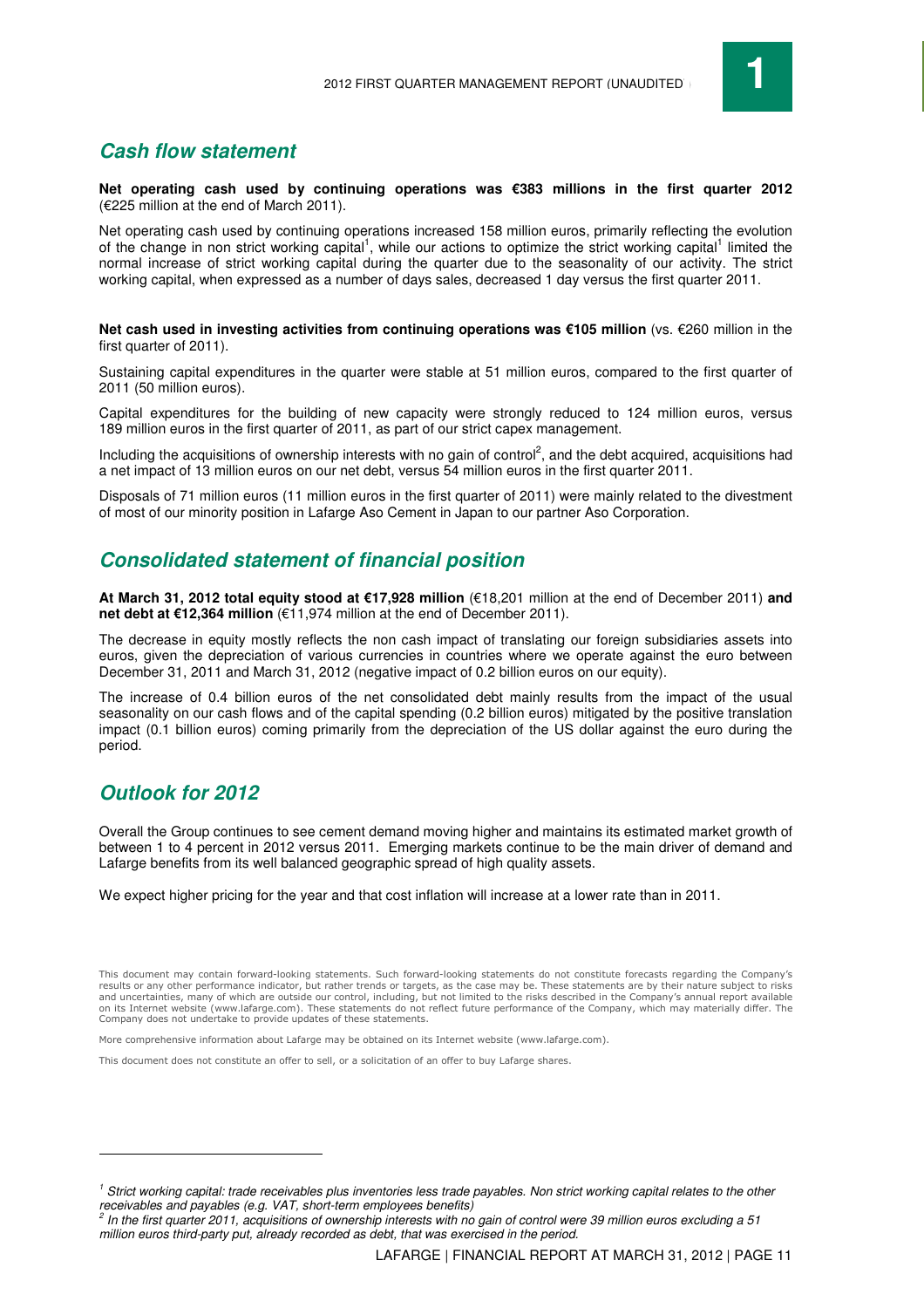## *Cash flow statement*

**Net operating cash used by continuing operations was €383 millions in the first quarter 2012** (€225 million at the end of March 2011).

Net operating cash used by continuing operations increased 158 million euros, primarily reflecting the evolution of the change in non strict working capital[1], while our actions to optimize the strict working capital[1] limited the normal increase of strict working capital during the quarter due to the seasonality of our activity. The strict working capital, when expressed as a number of days sales, decreased 1 day versus the first quarter 2011.

**Net cash used in investing activities from continuing operations was €105 million** (vs. €260 million in the first quarter of 2011).

Sustaining capital expenditures in the quarter were stable at 51 million euros, compared to the first quarter of 2011 (50 million euros).

Capital expenditures for the building of new capacity were strongly reduced to 124 million euros, versus 189 million euros in the first quarter of 2011, as part of our strict capex management.

Including the acquisitions of ownership interests with no gain of control[2], and the debt acquired, acquisitions had a net impact of 13 million euros on our net debt, versus 54 million euros in the first quarter 2011.

Disposals of 71 million euros (11 million euros in the first quarter of 2011) were mainly related to the divestment of most of our minority position in Lafarge Aso Cement in Japan to our partner Aso Corporation.

## *Consolidated statement of financial position*

**At March 31, 2012 total equity stood at €17,928 million** (€18,201 million at the end of December 2011) **and net debt at €12,364 million** (€11,974 million at the end of December 2011).

The decrease in equity mostly reflects the non cash impact of translating our foreign subsidiaries assets into euros, given the depreciation of various currencies in countries where we operate against the euro between December 31, 2011 and March 31, 2012 (negative impact of 0.2 billion euros on our equity).

The increase of 0.4 billion euros of the net consolidated debt mainly results from the impact of the usual seasonality on our cash flows and of the capital spending (0.2 billion euros) mitigated by the positive translation impact (0.1 billion euros) coming primarily from the depreciation of the US dollar against the euro during the period.

## *Outlook for 2012*

Overall the Group continues to see cement demand moving higher and maintains its estimated market growth of between 1 to 4 percent in 2012 versus 2011. Emerging markets continue to be the main driver of demand and Lafarge benefits from its well balanced geographic spread of high quality assets.

We expect higher pricing for the year and that cost inflation will increase at a lower rate than in 2011.

This document may contain forward-looking statements. Such forward-looking statements do not constitute forecasts regarding the Company's results or any other performance indicator, but rather trends or targets, as the case may be. These statements are by their nature subject to risks and uncertainties, many of which are outside our control, including, but not limited to the risks described in the Company's annual report available on its Internet website (www.lafarge.com). These statements do not reflect future performance of the Company, which may materially differ. The Company does not undertake to provide updates of these statements.

More comprehensive information about Lafarge may be obtained on its Internet website (www.lafarge.com).

This document does not constitute an offer to sell, or a solicitation of an offer to buy Lafarge shares.

---

[1] *Strict working capital: trade receivables plus inventories less trade payables. Non strict working capital relates to the other receivables and payables (e.g. VAT, short-term employees benefits)*

[2] *In the first quarter 2011, acquisitions of ownership interests with no gain of control were 39 million euros excluding a 51 million euros third-party put, already recorded as debt, that was exercised in the period.*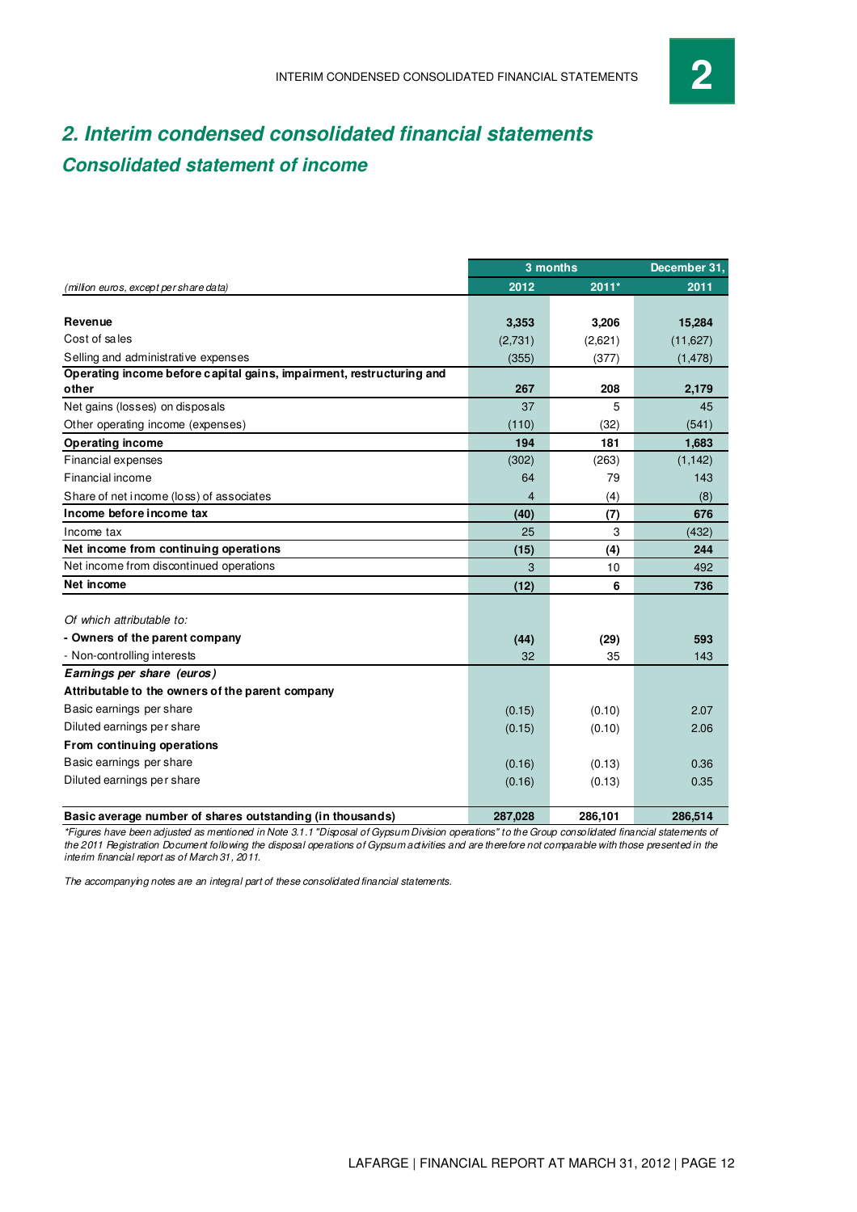## 2. Interim condensed consolidated financial statements

### Consolidated statement of income

| | 3 months | | December 31, |
|---|---|---|---|
| *(million euros, except per share data)* | **2012** | **2011*** | **2011** |
| **Revenue** | **3,353** | **3,206** | **15,284** |
| Cost of sales | (2,731) | (2,621) | (11,627) |
| Selling and administrative expenses | (355) | (377) | (1,478) |
| **Operating income before capital gains, impairment, restructuring and other** | **267** | **208** | **2,179** |
| Net gains (losses) on disposals | 37 | 5 | 45 |
| Other operating income (expenses) | (110) | (32) | (541) |
| **Operating income** | **194** | **181** | **1,683** |
| Financial expenses | (302) | (263) | (1,142) |
| Financial income | 64 | 79 | 143 |
| Share of net income (loss) of associates | 4 | (4) | (8) |
| **Income before income tax** | **(40)** | **(7)** | **676** |
| Income tax | 25 | 3 | (432) |
| **Net income from continuing operations** | **(15)** | **(4)** | **244** |
| Net income from discontinued operations | 3 | 10 | 492 |
| **Net income** | **(12)** | **6** | **736** |
| *Of which attributable to:* | | | |
| **- Owners of the parent company** | **(44)** | **(29)** | **593** |
| - Non-controlling interests | 32 | 35 | 143 |
| ***Earnings per share (euros)*** | | | |
| **Attributable to the owners of the parent company** | | | |
| Basic earnings per share | (0.15) | (0.10) | 2.07 |
| Diluted earnings per share | (0.15) | (0.10) | 2.06 |
| **From continuing operations** | | | |
| Basic earnings per share | (0.16) | (0.13) | 0.36 |
| Diluted earnings per share | (0.16) | (0.13) | 0.35 |
| **Basic average number of shares outstanding (in thousands)** | **287,028** | **286,101** | **286,514** |

*\*Figures have been adjusted as mentioned in Note 3.1.1 "Disposal of Gypsum Division operations" to the Group consolidated financial statements of the 2011 Registration Document following the disposal operations of Gypsum activities and are therefore not comparable with those presented in the interim financial report as of March 31, 2011.*

*The accompanying notes are an integral part of these consolidated financial statements.*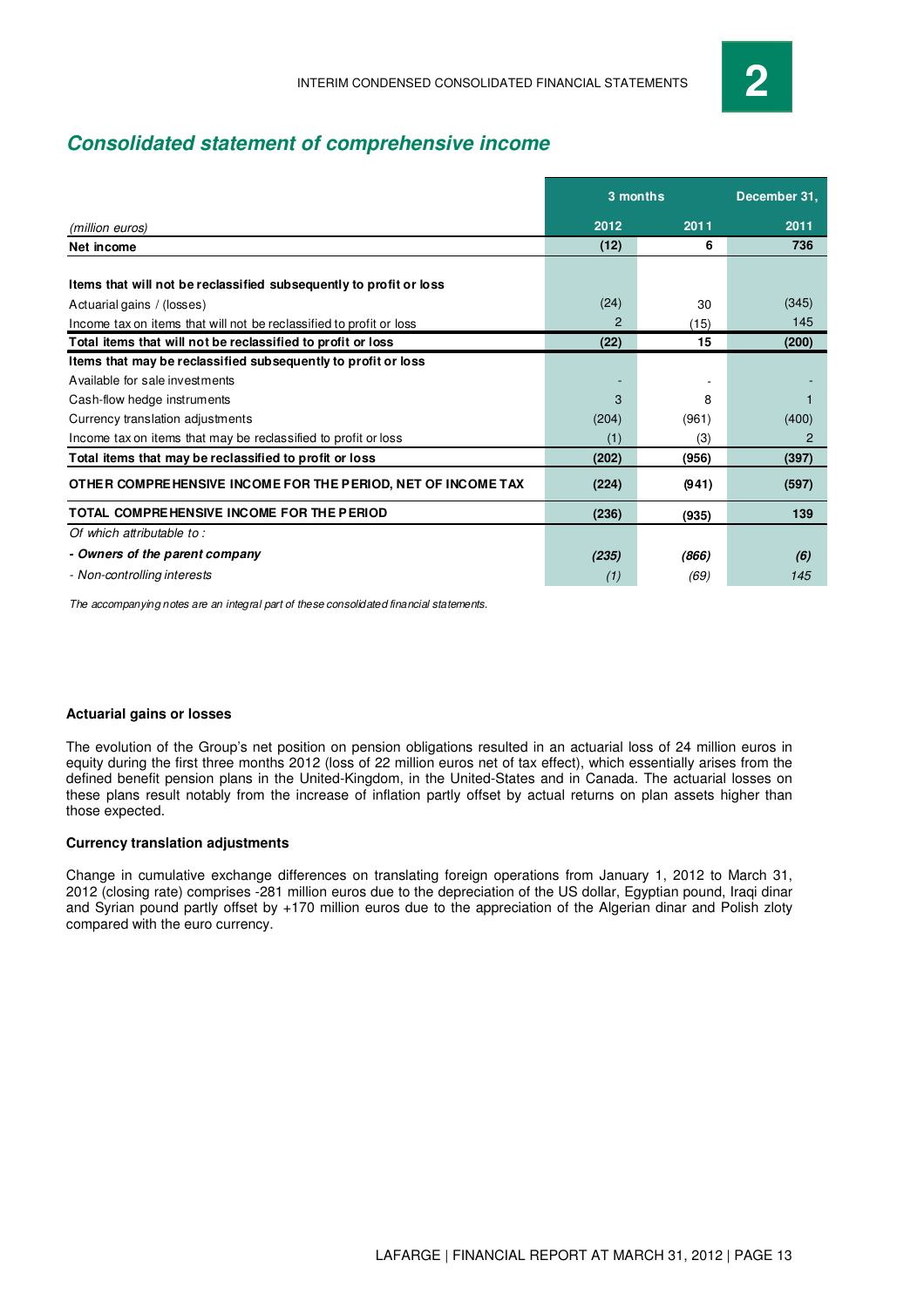## Consolidated statement of comprehensive income

| | 3 months | | December 31, |
|---|---|---|---|
| *(million euros)* | **2012** | **2011** | **2011** |
| **Net income** | **(12)** | **6** | **736** |
| | | | |
| **Items that will not be reclassified subsequently to profit or loss** | | | |
| Actuarial gains / (losses) | (24) | 30 | (345) |
| Income tax on items that will not be reclassified to profit or loss | 2 | (15) | 145 |
| **Total items that will not be reclassified to profit or loss** | **(22)** | **15** | **(200)** |
| **Items that may be reclassified subsequently to profit or loss** | | | |
| Available for sale investments | - | - | - |
| Cash-flow hedge instruments | 3 | 8 | 1 |
| Currency translation adjustments | (204) | (961) | (400) |
| Income tax on items that may be reclassified to profit or loss | (1) | (3) | 2 |
| **Total items that may be reclassified to profit or loss** | **(202)** | **(956)** | **(397)** |
| **OTHER COMPREHENSIVE INCOME FOR THE PERIOD, NET OF INCOME TAX** | **(224)** | **(941)** | **(597)** |
| **TOTAL COMPREHENSIVE INCOME FOR THE PERIOD** | **(236)** | **(935)** | **139** |
| *Of which attributable to :* | | | |
| ***- Owners of the parent company*** | ***(235)*** | ***(866)*** | ***(6)*** |
| *- Non-controlling interests* | *(1)* | *(69)* | *145* |

*The accompanying notes are an integral part of these consolidated financial statements.*

**Actuarial gains or losses**

The evolution of the Group's net position on pension obligations resulted in an actuarial loss of 24 million euros in equity during the first three months 2012 (loss of 22 million euros net of tax effect), which essentially arises from the defined benefit pension plans in the United-Kingdom, in the United-States and in Canada. The actuarial losses on these plans result notably from the increase of inflation partly offset by actual returns on plan assets higher than those expected.

**Currency translation adjustments**

Change in cumulative exchange differences on translating foreign operations from January 1, 2012 to March 31, 2012 (closing rate) comprises -281 million euros due to the depreciation of the US dollar, Egyptian pound, Iraqi dinar and Syrian pound partly offset by +170 million euros due to the appreciation of the Algerian dinar and Polish zloty compared with the euro currency.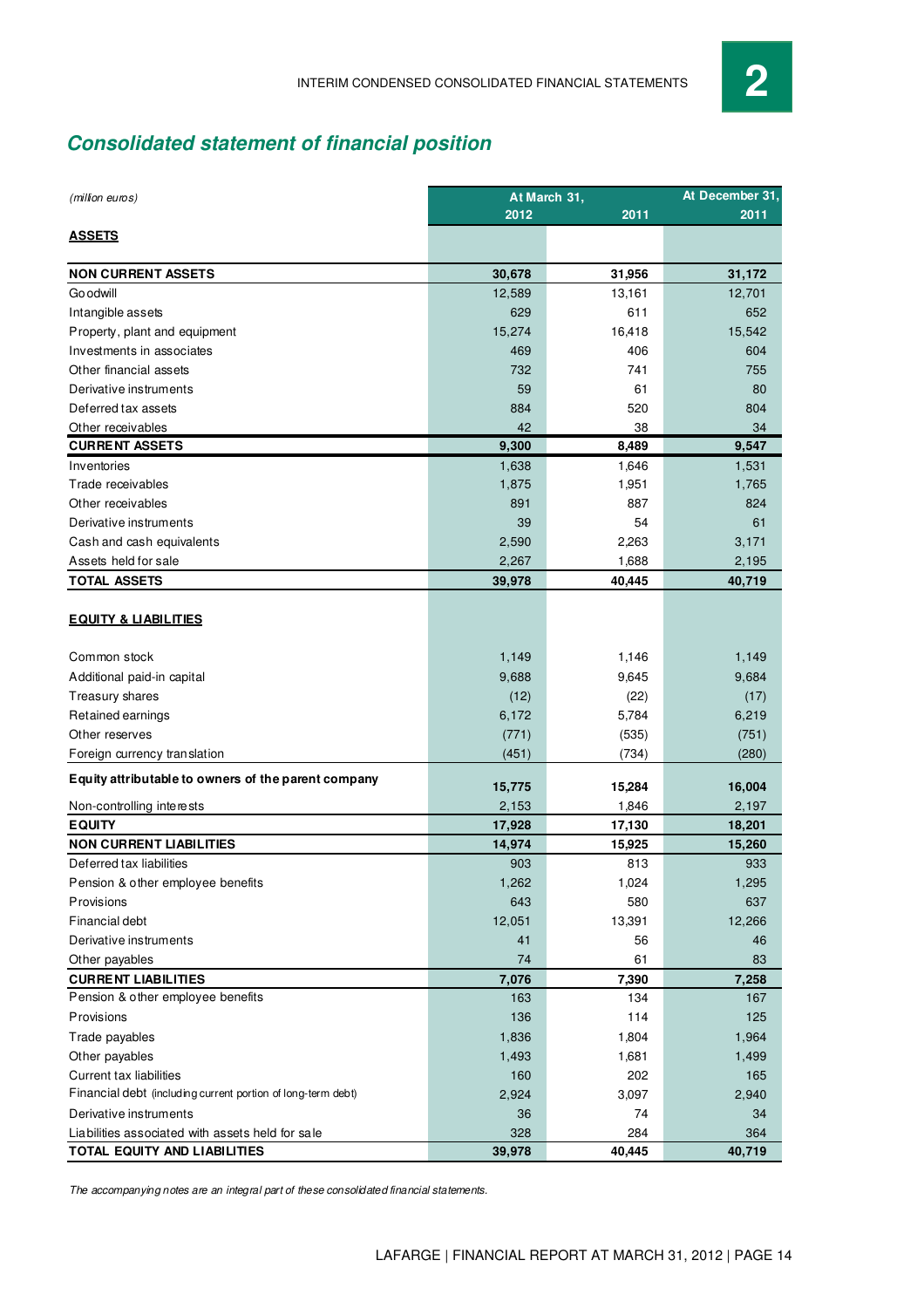## Consolidated statement of financial position

| *(million euros)* | At March 31, 2012 | At March 31, 2011 | At December 31, 2011 |
|---|---|---|---|
| **ASSETS** | | | |
| **NON CURRENT ASSETS** | **30,678** | **31,956** | **31,172** |
| Goodwill | 12,589 | 13,161 | 12,701 |
| Intangible assets | 629 | 611 | 652 |
| Property, plant and equipment | 15,274 | 16,418 | 15,542 |
| Investments in associates | 469 | 406 | 604 |
| Other financial assets | 732 | 741 | 755 |
| Derivative instruments | 59 | 61 | 80 |
| Deferred tax assets | 884 | 520 | 804 |
| Other receivables | 42 | 38 | 34 |
| **CURRENT ASSETS** | **9,300** | **8,489** | **9,547** |
| Inventories | 1,638 | 1,646 | 1,531 |
| Trade receivables | 1,875 | 1,951 | 1,765 |
| Other receivables | 891 | 887 | 824 |
| Derivative instruments | 39 | 54 | 61 |
| Cash and cash equivalents | 2,590 | 2,263 | 3,171 |
| Assets held for sale | 2,267 | 1,688 | 2,195 |
| **TOTAL ASSETS** | **39,978** | **40,445** | **40,719** |
| **EQUITY & LIABILITIES** | | | |
| Common stock | 1,149 | 1,146 | 1,149 |
| Additional paid-in capital | 9,688 | 9,645 | 9,684 |
| Treasury shares | (12) | (22) | (17) |
| Retained earnings | 6,172 | 5,784 | 6,219 |
| Other reserves | (771) | (535) | (751) |
| Foreign currency translation | (451) | (734) | (280) |
| **Equity attributable to owners of the parent company** | **15,775** | **15,284** | **16,004** |
| Non-controlling interests | 2,153 | 1,846 | 2,197 |
| **EQUITY** | **17,928** | **17,130** | **18,201** |
| **NON CURRENT LIABILITIES** | **14,974** | **15,925** | **15,260** |
| Deferred tax liabilities | 903 | 813 | 933 |
| Pension & other employee benefits | 1,262 | 1,024 | 1,295 |
| Provisions | 643 | 580 | 637 |
| Financial debt | 12,051 | 13,391 | 12,266 |
| Derivative instruments | 41 | 56 | 46 |
| Other payables | 74 | 61 | 83 |
| **CURRENT LIABILITIES** | **7,076** | **7,390** | **7,258** |
| Pension & other employee benefits | 163 | 134 | 167 |
| Provisions | 136 | 114 | 125 |
| Trade payables | 1,836 | 1,804 | 1,964 |
| Other payables | 1,493 | 1,681 | 1,499 |
| Current tax liabilities | 160 | 202 | 165 |
| Financial debt (including current portion of long-term debt) | 2,924 | 3,097 | 2,940 |
| Derivative instruments | 36 | 74 | 34 |
| Liabilities associated with assets held for sale | 328 | 284 | 364 |
| **TOTAL EQUITY AND LIABILITIES** | **39,978** | **40,445** | **40,719** |

*The accompanying notes are an integral part of these consolidated financial statements.*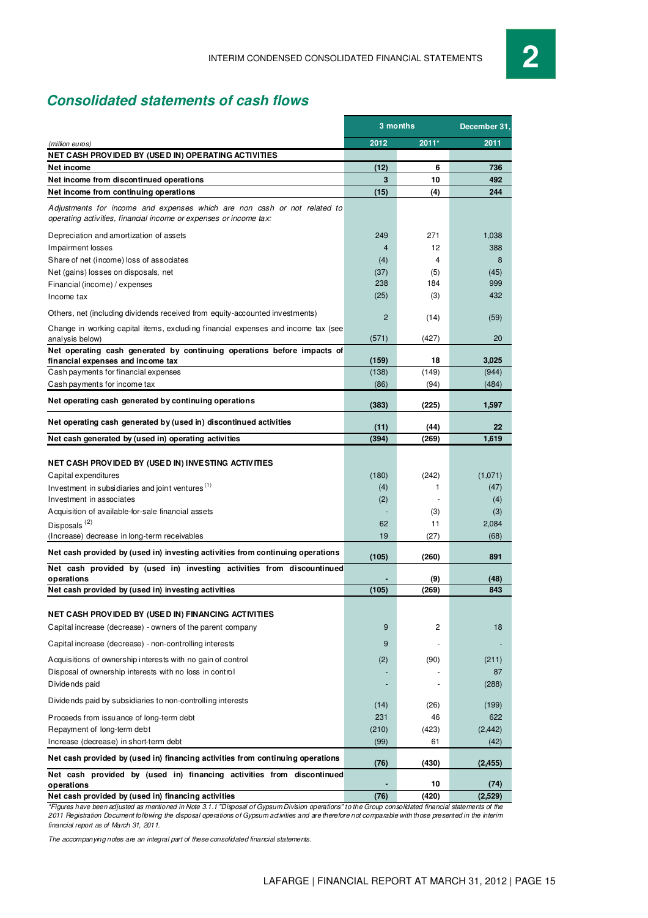## Consolidated statements of cash flows

| (million euros) | 3 months 2012 | 3 months 2011* | December 31, 2011 |
|---|---|---|---|
| **NET CASH PROVIDED BY (USED IN) OPERATING ACTIVITIES** | | | |
| **Net income** | **(12)** | **6** | **736** |
| **Net income from discontinued operations** | **3** | **10** | **492** |
| **Net income from continuing operations** | **(15)** | **(4)** | **244** |
| *Adjustments for income and expenses which are non cash or not related to operating activities, financial income or expenses or income tax:* | | | |
| Depreciation and amortization of assets | 249 | 271 | 1,038 |
| Impairment losses | 4 | 12 | 388 |
| Share of net (income) loss of associates | (4) | 4 | 8 |
| Net (gains) losses on disposals, net | (37) | (5) | (45) |
| Financial (income) / expenses | 238 | 184 | 999 |
| Income tax | (25) | (3) | 432 |
| Others, net (including dividends received from equity-accounted investments) | 2 | (14) | (59) |
| Change in working capital items, excluding financial expenses and income tax (see analysis below) | (571) | (427) | 20 |
| **Net operating cash generated by continuing operations before impacts of financial expenses and income tax** | **(159)** | **18** | **3,025** |
| Cash payments for financial expenses | (138) | (149) | (944) |
| Cash payments for income tax | (86) | (94) | (484) |
| **Net operating cash generated by continuing operations** | **(383)** | **(225)** | **1,597** |
| **Net operating cash generated by (used in) discontinued activities** | **(11)** | **(44)** | **22** |
| **Net cash generated by (used in) operating activities** | **(394)** | **(269)** | **1,619** |
| **NET CASH PROVIDED BY (USED IN) INVESTING ACTIVITIES** | | | |
| Capital expenditures | (180) | (242) | (1,071) |
| Investment in subsidiaries and joint ventures [1] | (4) | 1 | (47) |
| Investment in associates | (2) | - | (4) |
| Acquisition of available-for-sale financial assets | - | (3) | (3) |
| Disposals [2] | 62 | 11 | 2,084 |
| (Increase) decrease in long-term receivables | 19 | (27) | (68) |
| **Net cash provided by (used in) investing activities from continuing operations** | **(105)** | **(260)** | **891** |
| **Net cash provided by (used in) investing activities from discontinued operations** | **-** | **(9)** | **(48)** |
| **Net cash provided by (used in) investing activities** | **(105)** | **(269)** | **843** |
| **NET CASH PROVIDED BY (USED IN) FINANCING ACTIVITIES** | | | |
| Capital increase (decrease) - owners of the parent company | 9 | 2 | 18 |
| Capital increase (decrease) - non-controlling interests | 9 | - | - |
| Acquisitions of ownership interests with no gain of control | (2) | (90) | (211) |
| Disposal of ownership interests with no loss in control | - | - | 87 |
| Dividends paid | - | - | (288) |
| Dividends paid by subsidiaries to non-controlling interests | (14) | (26) | (199) |
| Proceeds from issuance of long-term debt | 231 | 46 | 622 |
| Repayment of long-term debt | (210) | (423) | (2,442) |
| Increase (decrease) in short-term debt | (99) | 61 | (42) |
| **Net cash provided by (used in) financing activities from continuing operations** | **(76)** | **(430)** | **(2,455)** |
| **Net cash provided by (used in) financing activities from discontinued operations** | **-** | **10** | **(74)** |
| **Net cash provided by (used in) financing activities** | **(76)** | **(420)** | **(2,529)** |

*\*Figures have been adjusted as mentioned in Note 3.1.1 "Disposal of Gypsum Division operations" to the Group consolidated financial statements of the 2011 Registration Document following the disposal operations of Gypsum activities and are therefore not comparable with those presented in the interim financial report as of March 31, 2011.*

*The accompanying notes are an integral part of these consolidated financial statements.*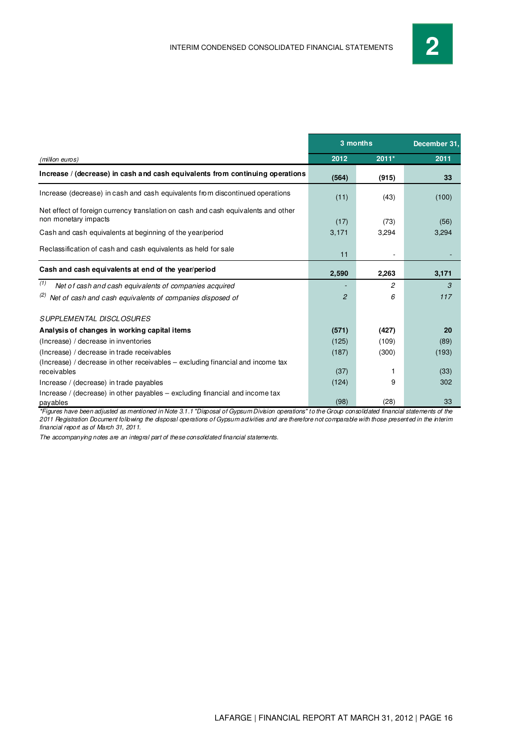| (million euros) | 3 months 2012 | 3 months 2011* | December 31, 2011 |
|---|---|---|---|
| **Increase / (decrease) in cash and cash equivalents from continuing operations** | **(564)** | **(915)** | **33** |
| Increase (decrease) in cash and cash equivalents from discontinued operations | (11) | (43) | (100) |
| Net effect of foreign currency translation on cash and cash equivalents and other non monetary impacts | (17) | (73) | (56) |
| Cash and cash equivalents at beginning of the year/period | 3,171 | 3,294 | 3,294 |
| Reclassification of cash and cash equivalents as held for sale | 11 | - | - |
| **Cash and cash equivalents at end of the year/period** | **2,590** | **2,263** | **3,171** |
| *(1) Net of cash and cash equivalents of companies acquired* | *-* | *2* | *3* |
| *(2) Net of cash and cash equivalents of companies disposed of* | *2* | *6* | *117* |
| *SUPPLEMENTAL DISCLOSURES* | | | |
| **Analysis of changes in working capital items** | **(571)** | **(427)** | **20** |
| (Increase) / decrease in inventories | (125) | (109) | (89) |
| (Increase) / decrease in trade receivables | (187) | (300) | (193) |
| (Increase) / decrease in other receivables – excluding financial and income tax receivables | (37) | 1 | (33) |
| Increase / (decrease) in trade payables | (124) | 9 | 302 |
| Increase / (decrease) in other payables – excluding financial and income tax payables | (98) | (28) | 33 |

*Figures have been adjusted as mentioned in Note 3.1.1 "Disposal of Gypsum Division operations" to the Group consolidated financial statements of the 2011 Registration Document following the disposal operations of Gypsum activities and are therefore not comparable with those presented in the interim financial report as of March 31, 2011.*

*The accompanying notes are an integral part of these consolidated financial statements.*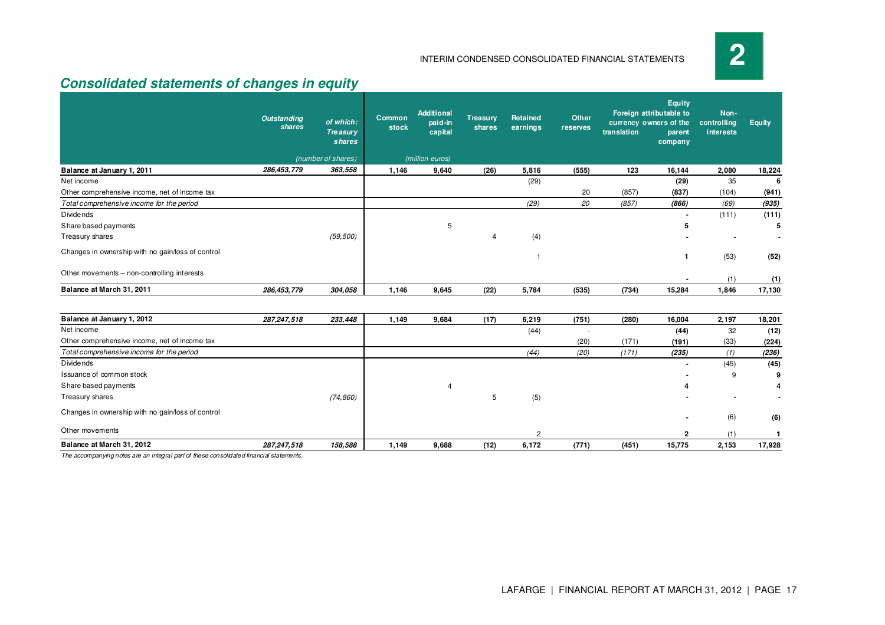## Consolidated statements of changes in equity

| | Outstanding shares | of which: Treasury shares | Common stock | Additional paid-in capital | Treasury shares | Retained earnings | Other reserves | Foreign currency translation | Equity attributable to owners of the parent company | Non-controlling interests | Equity |
|---|---|---|---|---|---|---|---|---|---|---|---|
| | (number of shares) | | (million euros) | | | | | | | | |
| **Balance at January 1, 2011** | ***286,453,779*** | ***363,558*** | **1,146** | **9,640** | **(26)** | **5,816** | **(555)** | **123** | **16,144** | **2,080** | **18,224** |
| Net income | | | | | | (29) | | | **(29)** | 35 | **6** |
| Other comprehensive income, net of income tax | | | | | | | 20 | (857) | **(837)** | (104) | **(941)** |
| *Total comprehensive income for the period* | | | | | | *(29)* | *20* | *(857)* | ***(866)*** | *(69)* | ***(935)*** |
| Dividends | | | | | | | | | **-** | (111) | **(111)** |
| Share based payments | | | | 5 | | | | | **5** | | **5** |
| Treasury shares | | *(59,500)* | | | 4 | (4) | | | **-** | **-** | **-** |
| Changes in ownership with no gain/loss of control | | | | | | 1 | | | **1** | (53) | **(52)** |
| Other movements – non-controlling interests | | | | | | | | | **-** | (1) | **(1)** |
| **Balance at March 31, 2011** | ***286,453,779*** | ***304,058*** | **1,146** | **9,645** | **(22)** | **5,784** | **(535)** | **(734)** | **15,284** | **1,846** | **17,130** |
| | | | | | | | | | | | |
| **Balance at January 1, 2012** | ***287,247,518*** | ***233,448*** | **1,149** | **9,684** | **(17)** | **6,219** | **(751)** | **(280)** | **16,004** | **2,197** | **18,201** |
| Net income | | | | | | (44) | - | | **(44)** | 32 | **(12)** |
| Other comprehensive income, net of income tax | | | | | | | (20) | (171) | **(191)** | (33) | **(224)** |
| *Total comprehensive income for the period* | | | | | | *(44)* | *(20)* | *(171)* | ***(235)*** | *(1)* | ***(236)*** |
| Dividends | | | | | | | | | **-** | (45) | **(45)** |
| Issuance of common stock | | | | | | | | | **-** | 9 | **9** |
| Share based payments | | | | 4 | | | | | **4** | | **4** |
| Treasury shares | | *(74,860)* | | | 5 | (5) | | | **-** | **-** | **-** |
| Changes in ownership with no gain/loss of control | | | | | | | | | **-** | (6) | **(6)** |
| Other movements | | | | | | 2 | | | **2** | (1) | **1** |
| **Balance at March 31, 2012** | ***287,247,518*** | ***158,588*** | **1,149** | **9,688** | **(12)** | **6,172** | **(771)** | **(451)** | **15,775** | **2,153** | **17,928** |

*The accompanying notes are an integral part of these consolidated financial statements.*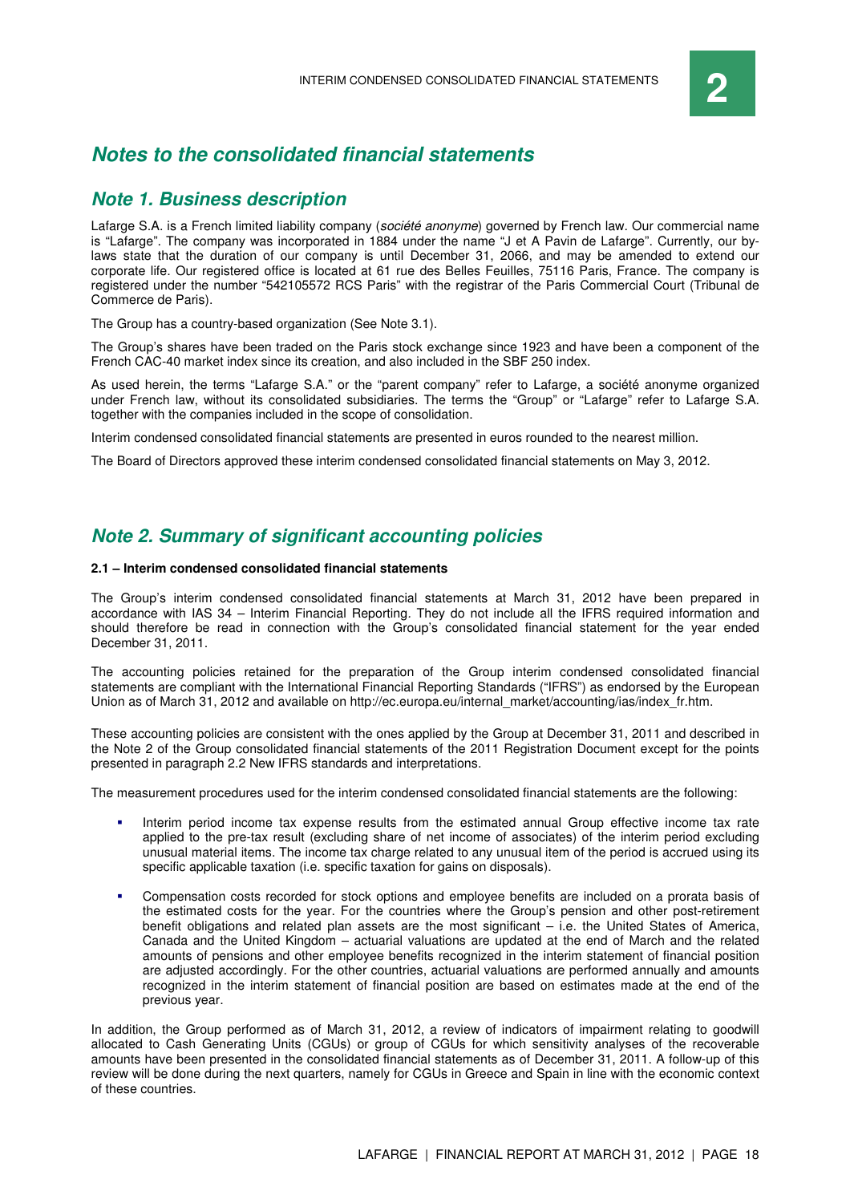## Notes to the consolidated financial statements

## Note 1. Business description

Lafarge S.A. is a French limited liability company (*société anonyme*) governed by French law. Our commercial name is "Lafarge". The company was incorporated in 1884 under the name "J et A Pavin de Lafarge". Currently, our by-laws state that the duration of our company is until December 31, 2066, and may be amended to extend our corporate life. Our registered office is located at 61 rue des Belles Feuilles, 75116 Paris, France. The company is registered under the number "542105572 RCS Paris" with the registrar of the Paris Commercial Court (Tribunal de Commerce de Paris).

The Group has a country-based organization (See Note 3.1).

The Group's shares have been traded on the Paris stock exchange since 1923 and have been a component of the French CAC-40 market index since its creation, and also included in the SBF 250 index.

As used herein, the terms "Lafarge S.A." or the "parent company" refer to Lafarge, a société anonyme organized under French law, without its consolidated subsidiaries. The terms the "Group" or "Lafarge" refer to Lafarge S.A. together with the companies included in the scope of consolidation.

Interim condensed consolidated financial statements are presented in euros rounded to the nearest million.

The Board of Directors approved these interim condensed consolidated financial statements on May 3, 2012.

## Note 2. Summary of significant accounting policies

**2.1 – Interim condensed consolidated financial statements**

The Group's interim condensed consolidated financial statements at March 31, 2012 have been prepared in accordance with IAS 34 – Interim Financial Reporting. They do not include all the IFRS required information and should therefore be read in connection with the Group's consolidated financial statement for the year ended December 31, 2011.

The accounting policies retained for the preparation of the Group interim condensed consolidated financial statements are compliant with the International Financial Reporting Standards ("IFRS") as endorsed by the European Union as of March 31, 2012 and available on http://ec.europa.eu/internal_market/accounting/ias/index_fr.htm.

These accounting policies are consistent with the ones applied by the Group at December 31, 2011 and described in the Note 2 of the Group consolidated financial statements of the 2011 Registration Document except for the points presented in paragraph 2.2 New IFRS standards and interpretations.

The measurement procedures used for the interim condensed consolidated financial statements are the following:

- Interim period income tax expense results from the estimated annual Group effective income tax rate applied to the pre-tax result (excluding share of net income of associates) of the interim period excluding unusual material items. The income tax charge related to any unusual item of the period is accrued using its specific applicable taxation (i.e. specific taxation for gains on disposals).
- Compensation costs recorded for stock options and employee benefits are included on a prorata basis of the estimated costs for the year. For the countries where the Group's pension and other post-retirement benefit obligations and related plan assets are the most significant – i.e. the United States of America, Canada and the United Kingdom – actuarial valuations are updated at the end of March and the related amounts of pensions and other employee benefits recognized in the interim statement of financial position are adjusted accordingly. For the other countries, actuarial valuations are performed annually and amounts recognized in the interim statement of financial position are based on estimates made at the end of the previous year.

In addition, the Group performed as of March 31, 2012, a review of indicators of impairment relating to goodwill allocated to Cash Generating Units (CGUs) or group of CGUs for which sensitivity analyses of the recoverable amounts have been presented in the consolidated financial statements as of December 31, 2011. A follow-up of this review will be done during the next quarters, namely for CGUs in Greece and Spain in line with the economic context of these countries.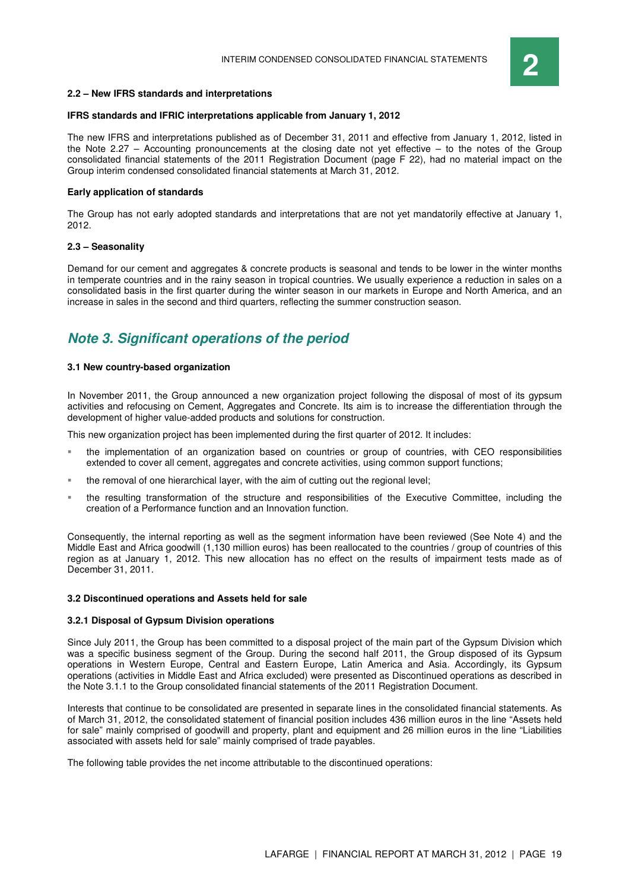### 2.2 – New IFRS standards and interpretations

**IFRS standards and IFRIC interpretations applicable from January 1, 2012**

The new IFRS and interpretations published as of December 31, 2011 and effective from January 1, 2012, listed in the Note 2.27 – Accounting pronouncements at the closing date not yet effective – to the notes of the Group consolidated financial statements of the 2011 Registration Document (page F 22), had no material impact on the Group interim condensed consolidated financial statements at March 31, 2012.

**Early application of standards**

The Group has not early adopted standards and interpretations that are not yet mandatorily effective at January 1, 2012.

### 2.3 – Seasonality

Demand for our cement and aggregates & concrete products is seasonal and tends to be lower in the winter months in temperate countries and in the rainy season in tropical countries. We usually experience a reduction in sales on a consolidated basis in the first quarter during the winter season in our markets in Europe and North America, and an increase in sales in the second and third quarters, reflecting the summer construction season.

## *Note 3. Significant operations of the period*

### 3.1 New country-based organization

In November 2011, the Group announced a new organization project following the disposal of most of its gypsum activities and refocusing on Cement, Aggregates and Concrete. Its aim is to increase the differentiation through the development of higher value-added products and solutions for construction.

This new organization project has been implemented during the first quarter of 2012. It includes:

- the implementation of an organization based on countries or group of countries, with CEO responsibilities extended to cover all cement, aggregates and concrete activities, using common support functions;
- the removal of one hierarchical layer, with the aim of cutting out the regional level;
- the resulting transformation of the structure and responsibilities of the Executive Committee, including the creation of a Performance function and an Innovation function.

Consequently, the internal reporting as well as the segment information have been reviewed (See Note 4) and the Middle East and Africa goodwill (1,130 million euros) has been reallocated to the countries / group of countries of this region as at January 1, 2012. This new allocation has no effect on the results of impairment tests made as of December 31, 2011.

### 3.2 Discontinued operations and Assets held for sale

#### 3.2.1 Disposal of Gypsum Division operations

Since July 2011, the Group has been committed to a disposal project of the main part of the Gypsum Division which was a specific business segment of the Group. During the second half 2011, the Group disposed of its Gypsum operations in Western Europe, Central and Eastern Europe, Latin America and Asia. Accordingly, its Gypsum operations (activities in Middle East and Africa excluded) were presented as Discontinued operations as described in the Note 3.1.1 to the Group consolidated financial statements of the 2011 Registration Document.

Interests that continue to be consolidated are presented in separate lines in the consolidated financial statements. As of March 31, 2012, the consolidated statement of financial position includes 436 million euros in the line "Assets held for sale" mainly comprised of goodwill and property, plant and equipment and 26 million euros in the line "Liabilities associated with assets held for sale" mainly comprised of trade payables.

The following table provides the net income attributable to the discontinued operations: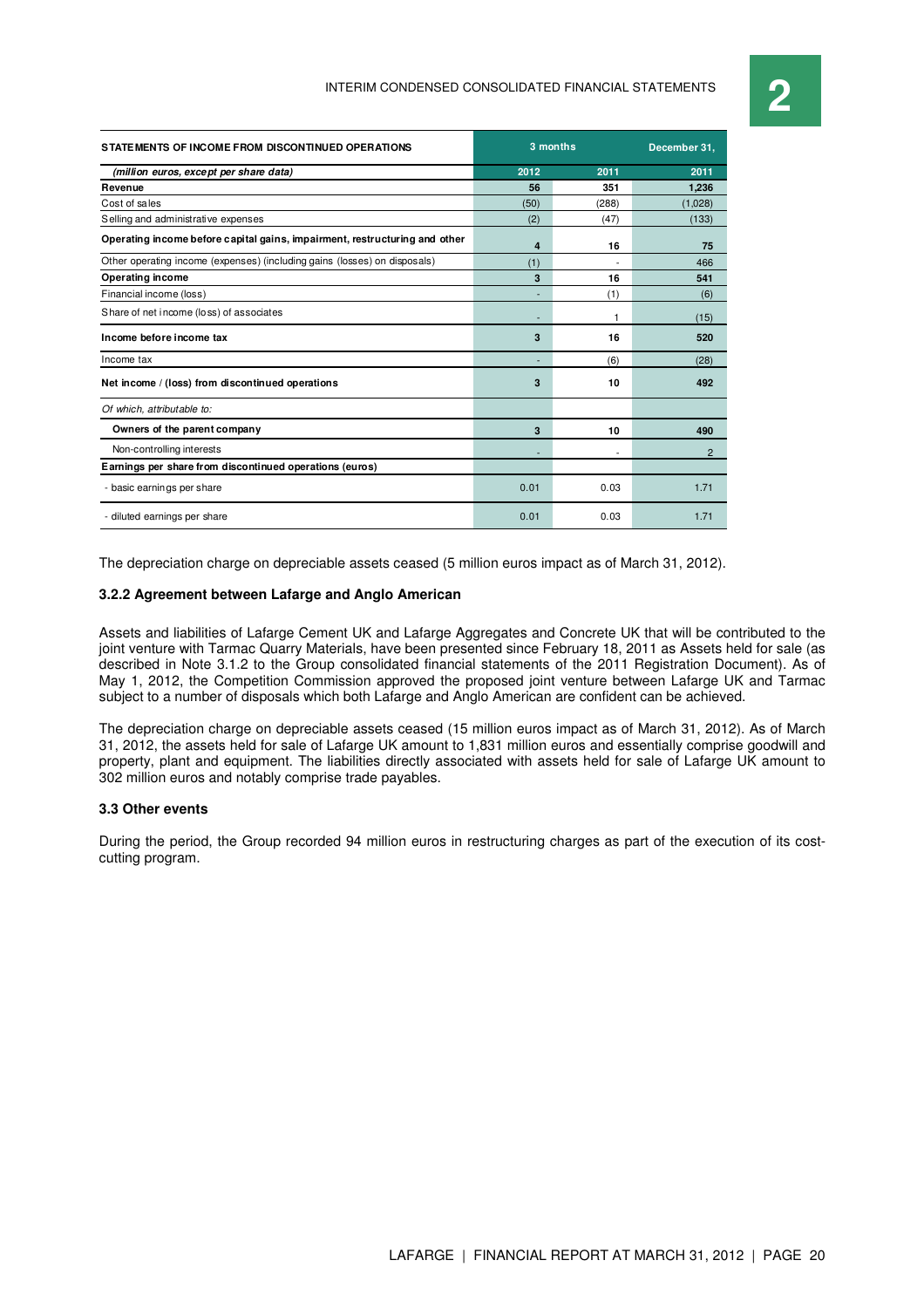| STATEMENTS OF INCOME FROM DISCONTINUED OPERATIONS | 3 months | | December 31, |
|---|---|---|---|
| *(million euros, except per share data)* | 2012 | 2011 | 2011 |
| **Revenue** | **56** | **351** | **1,236** |
| Cost of sales | (50) | (288) | (1,028) |
| Selling and administrative expenses | (2) | (47) | (133) |
| **Operating income before capital gains, impairment, restructuring and other** | **4** | **16** | **75** |
| Other operating income (expenses) (including gains (losses) on disposals) | (1) | - | 466 |
| **Operating income** | **3** | **16** | **541** |
| Financial income (loss) | - | (1) | (6) |
| Share of net income (loss) of associates | - | 1 | (15) |
| **Income before income tax** | **3** | **16** | **520** |
| Income tax | - | (6) | (28) |
| **Net income / (loss) from discontinued operations** | **3** | **10** | **492** |
| *Of which, attributable to:* | | | |
| **Owners of the parent company** | **3** | **10** | **490** |
| Non-controlling interests | - | - | 2 |
| **Earnings per share from discontinued operations (euros)** | | | |
| - basic earnings per share | 0.01 | 0.03 | 1.71 |
| - diluted earnings per share | 0.01 | 0.03 | 1.71 |

The depreciation charge on depreciable assets ceased (5 million euros impact as of March 31, 2012).

### 3.2.2 Agreement between Lafarge and Anglo American

Assets and liabilities of Lafarge Cement UK and Lafarge Aggregates and Concrete UK that will be contributed to the joint venture with Tarmac Quarry Materials, have been presented since February 18, 2011 as Assets held for sale (as described in Note 3.1.2 to the Group consolidated financial statements of the 2011 Registration Document). As of May 1, 2012, the Competition Commission approved the proposed joint venture between Lafarge UK and Tarmac subject to a number of disposals which both Lafarge and Anglo American are confident can be achieved.

The depreciation charge on depreciable assets ceased (15 million euros impact as of March 31, 2012). As of March 31, 2012, the assets held for sale of Lafarge UK amount to 1,831 million euros and essentially comprise goodwill and property, plant and equipment. The liabilities directly associated with assets held for sale of Lafarge UK amount to 302 million euros and notably comprise trade payables.

### 3.3 Other events

During the period, the Group recorded 94 million euros in restructuring charges as part of the execution of its cost-cutting program.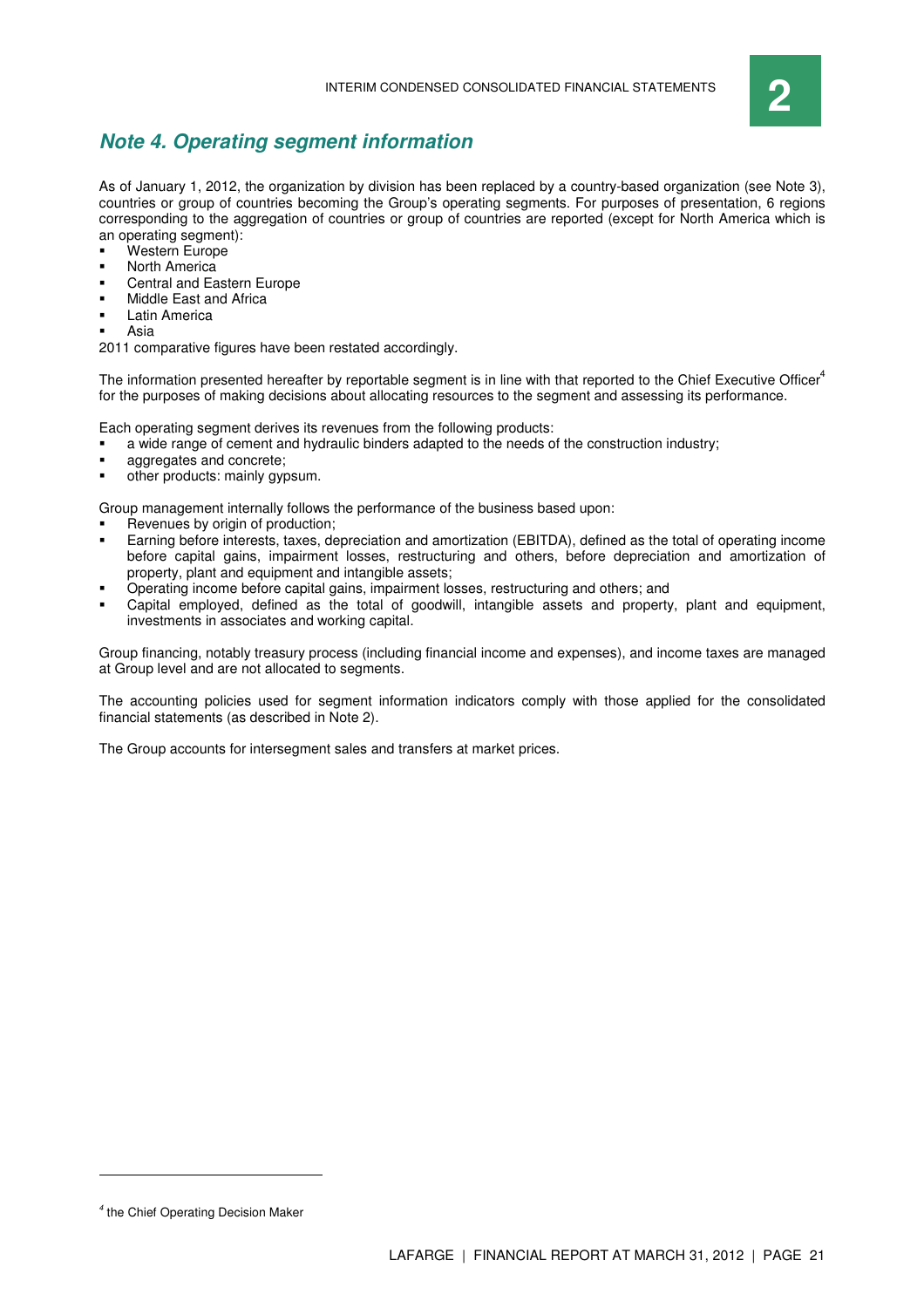## Note 4. Operating segment information

As of January 1, 2012, the organization by division has been replaced by a country-based organization (see Note 3), countries or group of countries becoming the Group's operating segments. For purposes of presentation, 6 regions corresponding to the aggregation of countries or group of countries are reported (except for North America which is an operating segment):

- Western Europe
- North America
- Central and Eastern Europe
- Middle East and Africa
- Latin America
- Asia

2011 comparative figures have been restated accordingly.

The information presented hereafter by reportable segment is in line with that reported to the Chief Executive Officer[4] for the purposes of making decisions about allocating resources to the segment and assessing its performance.

Each operating segment derives its revenues from the following products:

- a wide range of cement and hydraulic binders adapted to the needs of the construction industry;
- aggregates and concrete;
- other products: mainly gypsum.

Group management internally follows the performance of the business based upon:

- Revenues by origin of production;
- Earning before interests, taxes, depreciation and amortization (EBITDA), defined as the total of operating income before capital gains, impairment losses, restructuring and others, before depreciation and amortization of property, plant and equipment and intangible assets;
- Operating income before capital gains, impairment losses, restructuring and others; and
- Capital employed, defined as the total of goodwill, intangible assets and property, plant and equipment, investments in associates and working capital.

Group financing, notably treasury process (including financial income and expenses), and income taxes are managed at Group level and are not allocated to segments.

The accounting policies used for segment information indicators comply with those applied for the consolidated financial statements (as described in Note 2).

The Group accounts for intersegment sales and transfers at market prices.

---

[4] the Chief Operating Decision Maker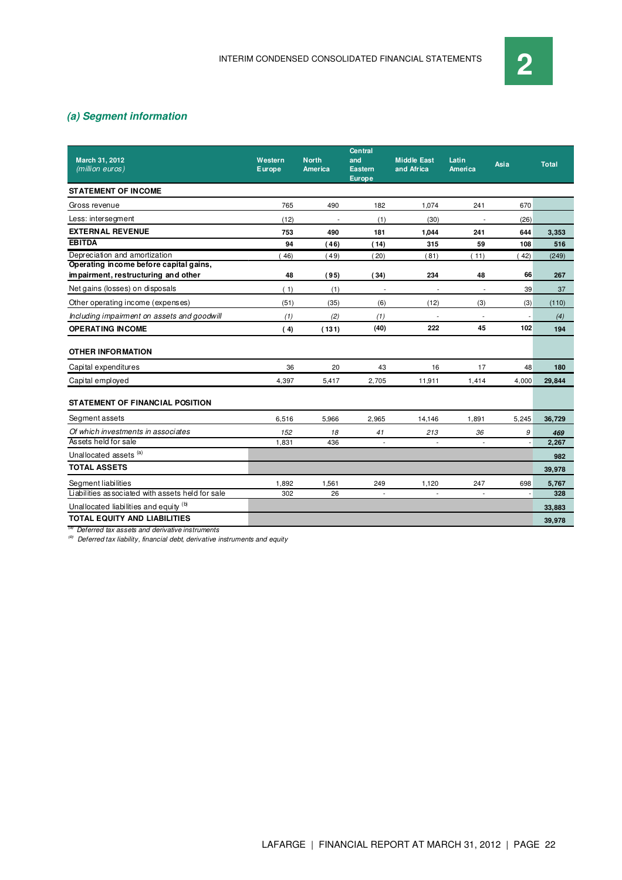### (a) Segment information

| March 31, 2012 *(million euros)* | Western Europe | North America | Central and Eastern Europe | Middle East and Africa | Latin America | Asia | Total |
|---|---|---|---|---|---|---|---|
| **STATEMENT OF INCOME** | | | | | | | |
| Gross revenue | 765 | 490 | 182 | 1,074 | 241 | 670 | |
| Less: intersegment | (12) | - | (1) | (30) | - | (26) | |
| **EXTERNAL REVENUE** | **753** | **490** | **181** | **1,044** | **241** | **644** | **3,353** |
| **EBITDA** | **94** | **(46)** | **(14)** | **315** | **59** | **108** | **516** |
| Depreciation and amortization | (46) | (49) | (20) | (81) | (11) | (42) | (249) |
| **Operating income before capital gains, impairment, restructuring and other** | **48** | **(95)** | **(34)** | **234** | **48** | **66** | **267** |
| Net gains (losses) on disposals | (1) | (1) | - | - | - | 39 | 37 |
| Other operating income (expenses) | (51) | (35) | (6) | (12) | (3) | (3) | (110) |
| *Including impairment on assets and goodwill* | *(1)* | *(2)* | *(1)* | - | - | - | *(4)* |
| **OPERATING INCOME** | **(4)** | **(131)** | **(40)** | **222** | **45** | **102** | **194** |
| **OTHER INFORMATION** | | | | | | | |
| Capital expenditures | 36 | 20 | 43 | 16 | 17 | 48 | **180** |
| Capital employed | 4,397 | 5,417 | 2,705 | 11,911 | 1,414 | 4,000 | **29,844** |
| **STATEMENT OF FINANCIAL POSITION** | | | | | | | |
| Segment assets | 6,516 | 5,966 | 2,965 | 14,146 | 1,891 | 5,245 | **36,729** |
| *Of which investments in associates* | *152* | *18* | *41* | *213* | *36* | *9* | ***469*** |
| Assets held for sale | 1,831 | 436 | - | - | - | - | **2,267** |
| Unallocated assets [(a)] | | | | | | | **982** |
| **TOTAL ASSETS** | | | | | | | **39,978** |
| Segment liabilities | 1,892 | 1,561 | 249 | 1,120 | 247 | 698 | **5,767** |
| Liabilities associated with assets held for sale | 302 | 26 | - | - | - | - | **328** |
| Unallocated liabilities and equity [(b)] | | | | | | | **33,883** |
| **TOTAL EQUITY AND LIABILITIES** | | | | | | | **39,978** |

[(a)] *Deferred tax assets and derivative instruments*
[(b)] *Deferred tax liability, financial debt, derivative instruments and equity*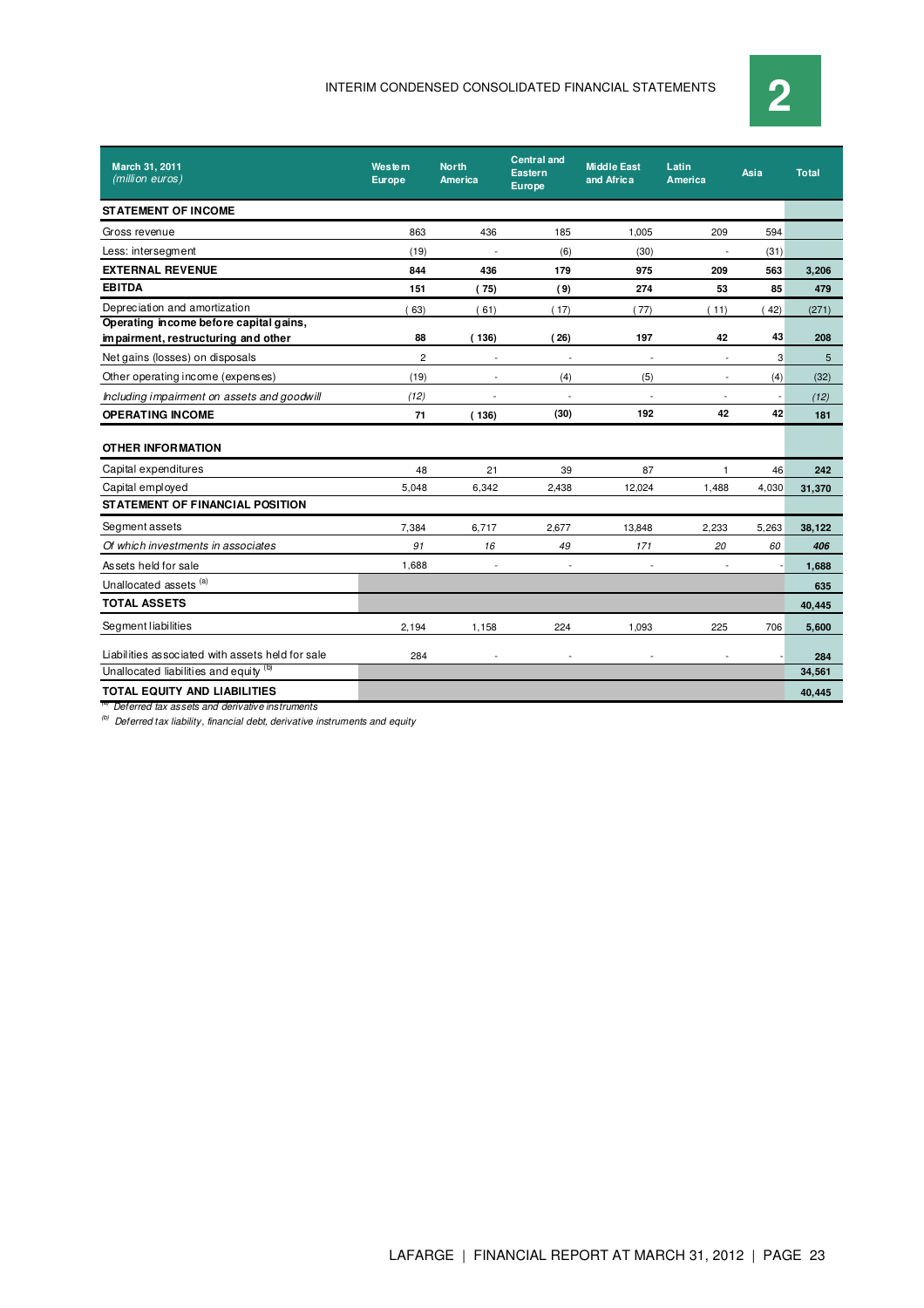| March 31, 2011 *(million euros)* | Western Europe | North America | Central and Eastern Europe | Middle East and Africa | Latin America | Asia | Total |
|---|---|---|---|---|---|---|---|
| **STATEMENT OF INCOME** | | | | | | | |
| Gross revenue | 863 | 436 | 185 | 1,005 | 209 | 594 | |
| Less: intersegment | (19) | - | (6) | (30) | - | (31) | |
| **EXTERNAL REVENUE** | **844** | **436** | **179** | **975** | **209** | **563** | **3,206** |
| **EBITDA** | **151** | **( 75)** | **( 9)** | **274** | **53** | **85** | **479** |
| Depreciation and amortization | ( 63) | ( 61) | ( 17) | ( 77) | ( 11) | ( 42) | (271) |
| **Operating income before capital gains, impairment, restructuring and other** | **88** | **( 136)** | **( 26)** | **197** | **42** | **43** | **208** |
| Net gains (losses) on disposals | 2 | - | - | - | - | 3 | 5 |
| Other operating income (expenses) | (19) | - | (4) | (5) | - | (4) | (32) |
| *Including impairment on assets and goodwill* | *(12)* | - | - | - | - | - | *(12)* |
| **OPERATING INCOME** | **71** | **( 136)** | **(30)** | **192** | **42** | **42** | **181** |
| **OTHER INFORMATION** | | | | | | | |
| Capital expenditures | 48 | 21 | 39 | 87 | 1 | 46 | **242** |
| Capital employed | 5,048 | 6,342 | 2,438 | 12,024 | 1,488 | 4,030 | **31,370** |
| **STATEMENT OF FINANCIAL POSITION** | | | | | | | |
| Segment assets | 7,384 | 6,717 | 2,677 | 13,848 | 2,233 | 5,263 | **38,122** |
| *Of which investments in associates* | *91* | *16* | *49* | *171* | *20* | *60* | ***406*** |
| Assets held for sale | 1,688 | - | - | - | - | - | **1,688** |
| Unallocated assets [(a)] | | | | | | | **635** |
| **TOTAL ASSETS** | | | | | | | **40,445** |
| Segment liabilities | 2,194 | 1,158 | 224 | 1,093 | 225 | 706 | **5,600** |
| Liabilities associated with assets held for sale | 284 | - | - | - | - | - | **284** |
| Unallocated liabilities and equity [(b)] | | | | | | | **34,561** |
| **TOTAL EQUITY AND LIABILITIES** | | | | | | | **40,445** |

[(a)] *Deferred tax assets and derivative instruments*

[(b)] *Deferred tax liability, financial debt, derivative instruments and equity*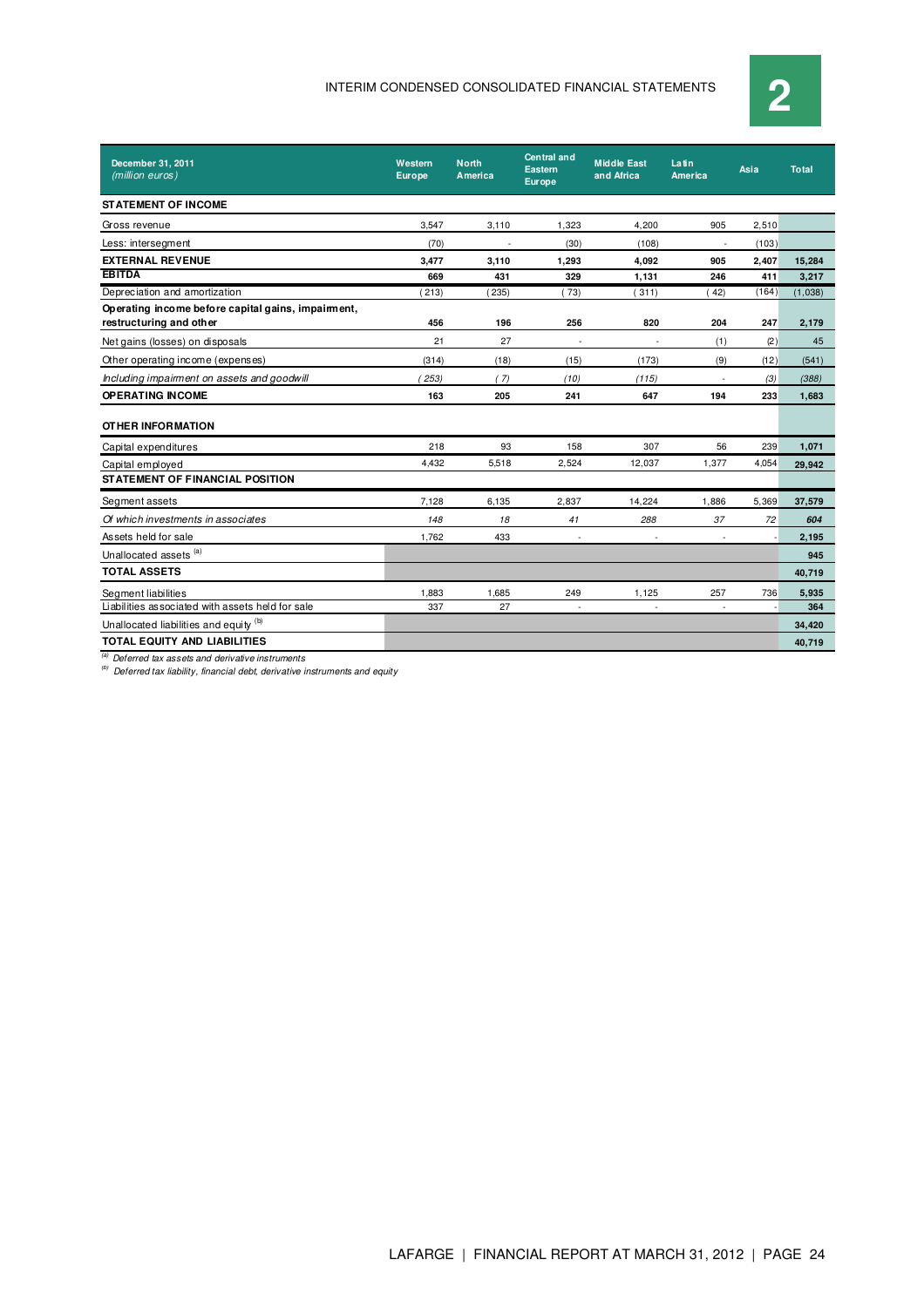| December 31, 2011 *(million euros)* | Western Europe | North America | Central and Eastern Europe | Middle East and Africa | Latin America | Asia | Total |
|---|---|---|---|---|---|---|---|
| **STATEMENT OF INCOME** | | | | | | | |
| Gross revenue | 3,547 | 3,110 | 1,323 | 4,200 | 905 | 2,510 | |
| Less: intersegment | (70) | - | (30) | (108) | - | (103) | |
| **EXTERNAL REVENUE** | **3,477** | **3,110** | **1,293** | **4,092** | **905** | **2,407** | **15,284** |
| **EBITDA** | **669** | **431** | **329** | **1,131** | **246** | **411** | **3,217** |
| Depreciation and amortization | (213) | (235) | (73) | (311) | (42) | (164) | (1,038) |
| **Operating income before capital gains, impairment, restructuring and other** | **456** | **196** | **256** | **820** | **204** | **247** | **2,179** |
| Net gains (losses) on disposals | 21 | 27 | - | - | (1) | (2) | 45 |
| Other operating income (expenses) | (314) | (18) | (15) | (173) | (9) | (12) | (541) |
| *Including impairment on assets and goodwill* | *(253)* | *(7)* | *(10)* | *(115)* | *-* | *(3)* | *(388)* |
| **OPERATING INCOME** | **163** | **205** | **241** | **647** | **194** | **233** | **1,683** |
| **OTHER INFORMATION** | | | | | | | |
| Capital expenditures | 218 | 93 | 158 | 307 | 56 | 239 | **1,071** |
| Capital employed | 4,432 | 5,518 | 2,524 | 12,037 | 1,377 | 4,054 | **29,942** |
| **STATEMENT OF FINANCIAL POSITION** | | | | | | | |
| Segment assets | 7,128 | 6,135 | 2,837 | 14,224 | 1,886 | 5,369 | **37,579** |
| *Of which investments in associates* | *148* | *18* | *41* | *288* | *37* | *72* | ***604*** |
| Assets held for sale | 1,762 | 433 | - | - | - | - | **2,195** |
| Unallocated assets [(a)] | | | | | | | **945** |
| **TOTAL ASSETS** | | | | | | | **40,719** |
| Segment liabilities | 1,883 | 1,685 | 249 | 1,125 | 257 | 736 | **5,935** |
| Liabilities associated with assets held for sale | 337 | 27 | - | - | - | - | **364** |
| Unallocated liabilities and equity [(b)] | | | | | | | **34,420** |
| **TOTAL EQUITY AND LIABILITIES** | | | | | | | **40,719** |

[(a)] *Deferred tax assets and derivative instruments*

[(b)] *Deferred tax liability, financial debt, derivative instruments and equity*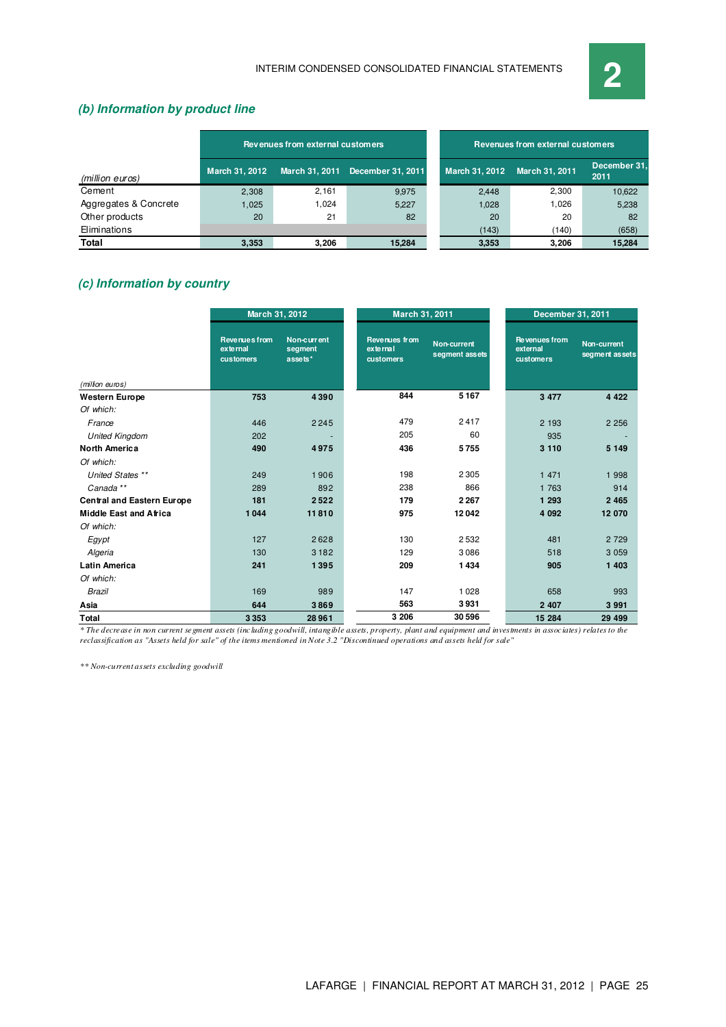### (b) Information by product line

| (million euros) | Revenues from external customers | | | Revenues from external customers | | |
|---|---|---|---|---|---|---|
| | March 31, 2012 | March 31, 2011 | December 31, 2011 | March 31, 2012 | March 31, 2011 | December 31, 2011 |
| Cement | 2,308 | 2,161 | 9,975 | 2,448 | 2,300 | 10,622 |
| Aggregates & Concrete | 1,025 | 1,024 | 5,227 | 1,028 | 1,026 | 5,238 |
| Other products | 20 | 21 | 82 | 20 | 20 | 82 |
| Eliminations | | | | (143) | (140) | (658) |
| **Total** | **3,353** | **3,206** | **15,284** | **3,353** | **3,206** | **15,284** |

### (c) Information by country

| (million euros) | March 31, 2012 | | March 31, 2011 | | December 31, 2011 | |
|---|---|---|---|---|---|---|
| | Revenues from external customers | Non-current segment assets* | Revenues from external customers | Non-current segment assets | Revenues from external customers | Non-current segment assets |
| **Western Europe** | **753** | **4 390** | **844** | **5 167** | **3 477** | **4 422** |
| *Of which:* | | | | | | |
| *France* | 446 | 2 245 | 479 | 2 417 | 2 193 | 2 256 |
| *United Kingdom* | 202 | - | 205 | 60 | 935 | - |
| **North America** | **490** | **4 975** | **436** | **5 755** | **3 110** | **5 149** |
| *Of which:* | | | | | | |
| *United States \*\** | 249 | 1 906 | 198 | 2 305 | 1 471 | 1 998 |
| *Canada \*\** | 289 | 892 | 238 | 866 | 1 763 | 914 |
| **Central and Eastern Europe** | **181** | **2 522** | **179** | **2 267** | **1 293** | **2 465** |
| **Middle East and Africa** | **1 044** | **11 810** | **975** | **12 042** | **4 092** | **12 070** |
| *Of which:* | | | | | | |
| *Egypt* | 127 | 2 628 | 130 | 2 532 | 481 | 2 729 |
| *Algeria* | 130 | 3 182 | 129 | 3 086 | 518 | 3 059 |
| **Latin America** | **241** | **1 395** | **209** | **1 434** | **905** | **1 403** |
| *Of which:* | | | | | | |
| *Brazil* | 169 | 989 | 147 | 1 028 | 658 | 993 |
| **Asia** | **644** | **3 869** | **563** | **3 931** | **2 407** | **3 991** |
| **Total** | **3 353** | **28 961** | **3 206** | **30 596** | **15 284** | **29 499** |

*\* The decrease in non current segment assets (including goodwill, intangible assets, property, plant and equipment and investments in associates) relates to the reclassification as "Assets held for sale" of the items mentioned in Note 3.2 "Discontinued operations and assets held for sale"*

*\*\* Non-current assets excluding goodwill*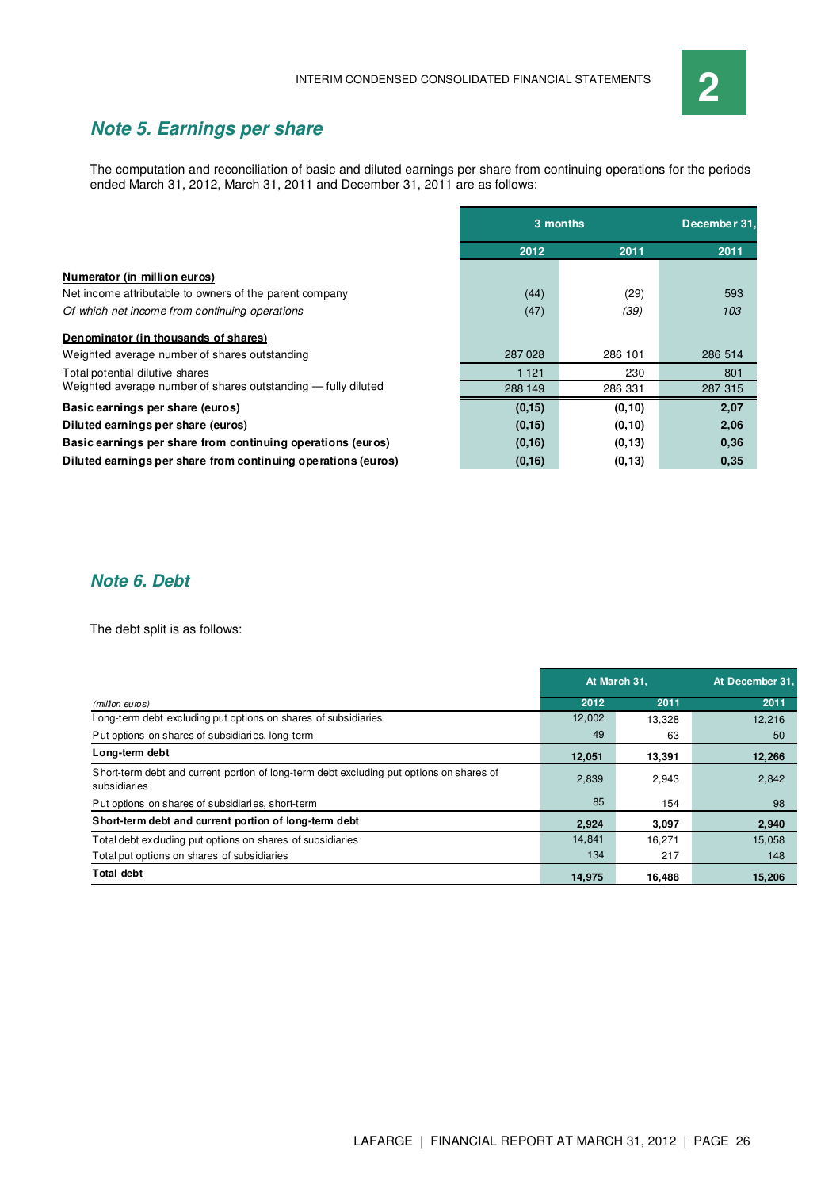## Note 5. Earnings per share

The computation and reconciliation of basic and diluted earnings per share from continuing operations for the periods ended March 31, 2012, March 31, 2011 and December 31, 2011 are as follows:

| | 3 months | | December 31, |
|---|---|---|---|
| | 2012 | 2011 | 2011 |
| **Numerator (in million euros)** | | | |
| Net income attributable to owners of the parent company | (44) | (29) | 593 |
| *Of which net income from continuing operations* | *(47)* | *(39)* | *103* |
| **Denominator (in thousands of shares)** | | | |
| Weighted average number of shares outstanding | 287 028 | 286 101 | 286 514 |
| Total potential dilutive shares | 1 121 | 230 | 801 |
| Weighted average number of shares outstanding — fully diluted | 288 149 | 286 331 | 287 315 |
| **Basic earnings per share (euros)** | **(0,15)** | **(0,10)** | **2,07** |
| **Diluted earnings per share (euros)** | **(0,15)** | **(0,10)** | **2,06** |
| **Basic earnings per share from continuing operations (euros)** | **(0,16)** | **(0,13)** | **0,36** |
| **Diluted earnings per share from continuing operations (euros)** | **(0,16)** | **(0,13)** | **0,35** |

## Note 6. Debt

The debt split is as follows:

| | At March 31, | | At December 31, |
|---|---|---|---|
| *(million euros)* | 2012 | 2011 | 2011 |
| Long-term debt excluding put options on shares of subsidiaries | 12,002 | 13,328 | 12,216 |
| Put options on shares of subsidiaries, long-term | 49 | 63 | 50 |
| **Long-term debt** | **12,051** | **13,391** | **12,266** |
| Short-term debt and current portion of long-term debt excluding put options on shares of subsidiaries | 2,839 | 2,943 | 2,842 |
| Put options on shares of subsidiaries, short-term | 85 | 154 | 98 |
| **Short-term debt and current portion of long-term debt** | **2,924** | **3,097** | **2,940** |
| Total debt excluding put options on shares of subsidiaries | 14,841 | 16,271 | 15,058 |
| Total put options on shares of subsidiaries | 134 | 217 | 148 |
| **Total debt** | **14,975** | **16,488** | **15,206** |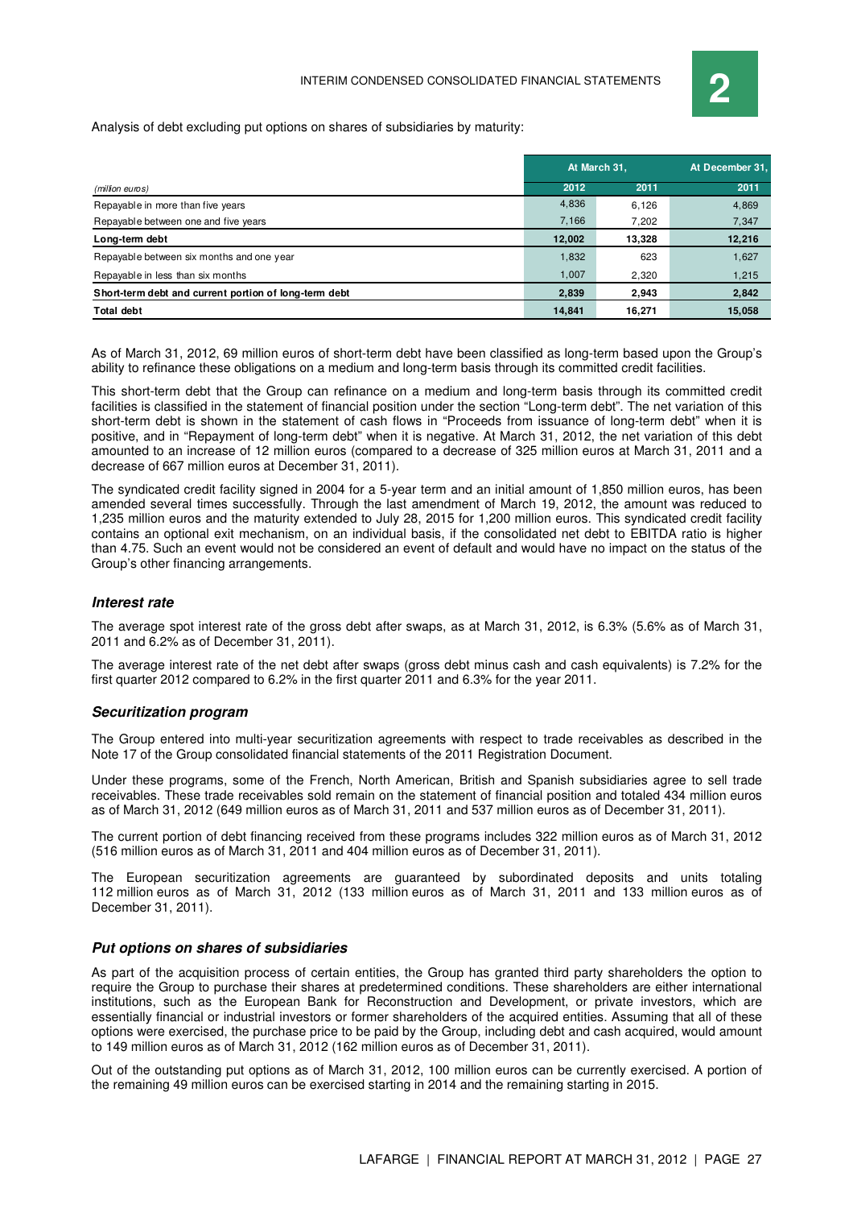Analysis of debt excluding put options on shares of subsidiaries by maturity:

| | At March 31, | | At December 31, |
|---|---|---|---|
| *(million euros)* | 2012 | 2011 | 2011 |
| Repayable in more than five years | 4,836 | 6,126 | 4,869 |
| Repayable between one and five years | 7,166 | 7,202 | 7,347 |
| **Long-term debt** | **12,002** | **13,328** | **12,216** |
| Repayable between six months and one year | 1,832 | 623 | 1,627 |
| Repayable in less than six months | 1,007 | 2,320 | 1,215 |
| **Short-term debt and current portion of long-term debt** | **2,839** | **2,943** | **2,842** |
| **Total debt** | **14,841** | **16,271** | **15,058** |

As of March 31, 2012, 69 million euros of short-term debt have been classified as long-term based upon the Group's ability to refinance these obligations on a medium and long-term basis through its committed credit facilities.

This short-term debt that the Group can refinance on a medium and long-term basis through its committed credit facilities is classified in the statement of financial position under the section "Long-term debt". The net variation of this short-term debt is shown in the statement of cash flows in "Proceeds from issuance of long-term debt" when it is positive, and in "Repayment of long-term debt" when it is negative. At March 31, 2012, the net variation of this debt amounted to an increase of 12 million euros (compared to a decrease of 325 million euros at March 31, 2011 and a decrease of 667 million euros at December 31, 2011).

The syndicated credit facility signed in 2004 for a 5-year term and an initial amount of 1,850 million euros, has been amended several times successfully. Through the last amendment of March 19, 2012, the amount was reduced to 1,235 million euros and the maturity extended to July 28, 2015 for 1,200 million euros. This syndicated credit facility contains an optional exit mechanism, on an individual basis, if the consolidated net debt to EBITDA ratio is higher than 4.75. Such an event would not be considered an event of default and would have no impact on the status of the Group's other financing arrangements.

### *Interest rate*

The average spot interest rate of the gross debt after swaps, as at March 31, 2012, is 6.3% (5.6% as of March 31, 2011 and 6.2% as of December 31, 2011).

The average interest rate of the net debt after swaps (gross debt minus cash and cash equivalents) is 7.2% for the first quarter 2012 compared to 6.2% in the first quarter 2011 and 6.3% for the year 2011.

### *Securitization program*

The Group entered into multi-year securitization agreements with respect to trade receivables as described in the Note 17 of the Group consolidated financial statements of the 2011 Registration Document.

Under these programs, some of the French, North American, British and Spanish subsidiaries agree to sell trade receivables. These trade receivables sold remain on the statement of financial position and totaled 434 million euros as of March 31, 2012 (649 million euros as of March 31, 2011 and 537 million euros as of December 31, 2011).

The current portion of debt financing received from these programs includes 322 million euros as of March 31, 2012 (516 million euros as of March 31, 2011 and 404 million euros as of December 31, 2011).

The European securitization agreements are guaranteed by subordinated deposits and units totaling 112 million euros as of March 31, 2012 (133 million euros as of March 31, 2011 and 133 million euros as of December 31, 2011).

### *Put options on shares of subsidiaries*

As part of the acquisition process of certain entities, the Group has granted third party shareholders the option to require the Group to purchase their shares at predetermined conditions. These shareholders are either international institutions, such as the European Bank for Reconstruction and Development, or private investors, which are essentially financial or industrial investors or former shareholders of the acquired entities. Assuming that all of these options were exercised, the purchase price to be paid by the Group, including debt and cash acquired, would amount to 149 million euros as of March 31, 2012 (162 million euros as of December 31, 2011).

Out of the outstanding put options as of March 31, 2012, 100 million euros can be currently exercised. A portion of the remaining 49 million euros can be exercised starting in 2014 and the remaining starting in 2015.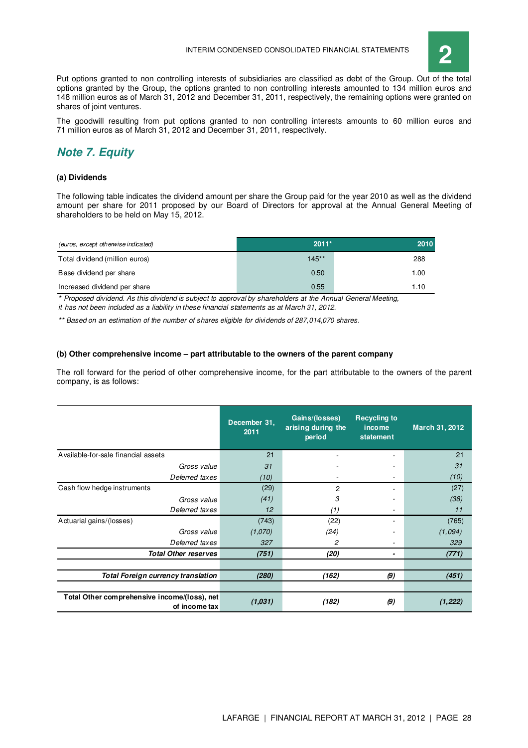Put options granted to non controlling interests of subsidiaries are classified as debt of the Group. Out of the total options granted by the Group, the options granted to non controlling interests amounted to 134 million euros and 148 million euros as of March 31, 2012 and December 31, 2011, respectively, the remaining options were granted on shares of joint ventures.

The goodwill resulting from put options granted to non controlling interests amounts to 60 million euros and 71 million euros as of March 31, 2012 and December 31, 2011, respectively.

## Note 7. Equity

### (a) Dividends

The following table indicates the dividend amount per share the Group paid for the year 2010 as well as the dividend amount per share for 2011 proposed by our Board of Directors for approval at the Annual General Meeting of shareholders to be held on May 15, 2012.

| *(euros, except otherwise indicated)* | 2011* | 2010 |
|---|---|---|
| Total dividend (million euros) | 145** | 288 |
| Base dividend per share | 0.50 | 1.00 |
| Increased dividend per share | 0.55 | 1.10 |

*\* Proposed dividend. As this dividend is subject to approval by shareholders at the Annual General Meeting, it has not been included as a liability in these financial statements as at March 31, 2012.*

*\*\* Based on an estimation of the number of shares eligible for dividends of 287,014,070 shares.*

### (b) Other comprehensive income – part attributable to the owners of the parent company

The roll forward for the period of other comprehensive income, for the part attributable to the owners of the parent company, is as follows:

| | December 31, 2011 | Gains/(losses) arising during the period | Recycling to income statement | March 31, 2012 |
|---|---|---|---|---|
| Available-for-sale financial assets | 21 | - | - | 21 |
| *Gross value* | *31* | - | - | *31* |
| *Deferred taxes* | *(10)* | - | - | *(10)* |
| Cash flow hedge instruments | (29) | 2 | - | (27) |
| *Gross value* | *(41)* | *3* | - | *(38)* |
| *Deferred taxes* | *12* | *(1)* | - | *11* |
| Actuarial gains/(losses) | (743) | (22) | - | (765) |
| *Gross value* | *(1,070)* | *(24)* | - | *(1,094)* |
| *Deferred taxes* | *327* | *2* | - | *329* |
| ***Total Other reserves*** | ***(751)*** | ***(20)*** | **-** | ***(771)*** |
| | | | | |
| ***Total Foreign currency translation*** | ***(280)*** | ***(162)*** | ***(9)*** | ***(451)*** |
| | | | | |
| **Total Other comprehensive income/(loss), net of income tax** | ***(1,031)*** | ***(182)*** | ***(9)*** | ***(1,222)*** |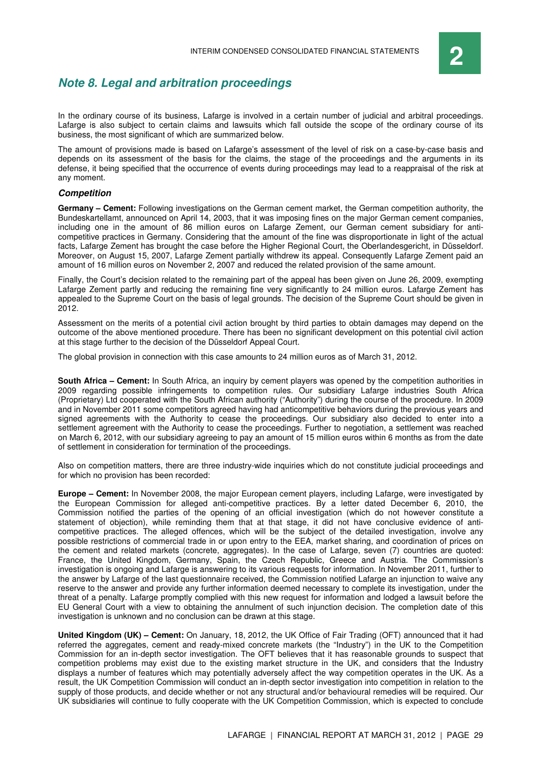## Note 8. Legal and arbitration proceedings

In the ordinary course of its business, Lafarge is involved in a certain number of judicial and arbitral proceedings. Lafarge is also subject to certain claims and lawsuits which fall outside the scope of the ordinary course of its business, the most significant of which are summarized below.

The amount of provisions made is based on Lafarge's assessment of the level of risk on a case-by-case basis and depends on its assessment of the basis for the claims, the stage of the proceedings and the arguments in its defense, it being specified that the occurrence of events during proceedings may lead to a reappraisal of the risk at any moment.

### Competition

**Germany – Cement:** Following investigations on the German cement market, the German competition authority, the Bundeskartellamt, announced on April 14, 2003, that it was imposing fines on the major German cement companies, including one in the amount of 86 million euros on Lafarge Zement, our German cement subsidiary for anti-competitive practices in Germany. Considering that the amount of the fine was disproportionate in light of the actual facts, Lafarge Zement has brought the case before the Higher Regional Court, the Oberlandesgericht, in Düsseldorf. Moreover, on August 15, 2007, Lafarge Zement partially withdrew its appeal. Consequently Lafarge Zement paid an amount of 16 million euros on November 2, 2007 and reduced the related provision of the same amount.

Finally, the Court's decision related to the remaining part of the appeal has been given on June 26, 2009, exempting Lafarge Zement partly and reducing the remaining fine very significantly to 24 million euros. Lafarge Zement has appealed to the Supreme Court on the basis of legal grounds. The decision of the Supreme Court should be given in 2012.

Assessment on the merits of a potential civil action brought by third parties to obtain damages may depend on the outcome of the above mentioned procedure. There has been no significant development on this potential civil action at this stage further to the decision of the Düsseldorf Appeal Court.

The global provision in connection with this case amounts to 24 million euros as of March 31, 2012.

**South Africa – Cement:** In South Africa, an inquiry by cement players was opened by the competition authorities in 2009 regarding possible infringements to competition rules. Our subsidiary Lafarge industries South Africa (Proprietary) Ltd cooperated with the South African authority ("Authority") during the course of the procedure. In 2009 and in November 2011 some competitors agreed having had anticompetitive behaviors during the previous years and signed agreements with the Authority to cease the proceedings. Our subsidiary also decided to enter into a settlement agreement with the Authority to cease the proceedings. Further to negotiation, a settlement was reached on March 6, 2012, with our subsidiary agreeing to pay an amount of 15 million euros within 6 months as from the date of settlement in consideration for termination of the proceedings.

Also on competition matters, there are three industry-wide inquiries which do not constitute judicial proceedings and for which no provision has been recorded:

**Europe – Cement:** In November 2008, the major European cement players, including Lafarge, were investigated by the European Commission for alleged anti-competitive practices. By a letter dated December 6, 2010, the Commission notified the parties of the opening of an official investigation (which do not however constitute a statement of objection), while reminding them that at that stage, it did not have conclusive evidence of anti-competitive practices. The alleged offences, which will be the subject of the detailed investigation, involve any possible restrictions of commercial trade in or upon entry to the EEA, market sharing, and coordination of prices on the cement and related markets (concrete, aggregates). In the case of Lafarge, seven (7) countries are quoted: France, the United Kingdom, Germany, Spain, the Czech Republic, Greece and Austria. The Commission's investigation is ongoing and Lafarge is answering to its various requests for information. In November 2011, further to the answer by Lafarge of the last questionnaire received, the Commission notified Lafarge an injunction to waive any reserve to the answer and provide any further information deemed necessary to complete its investigation, under the threat of a penalty. Lafarge promptly complied with this new request for information and lodged a lawsuit before the EU General Court with a view to obtaining the annulment of such injunction decision. The completion date of this investigation is unknown and no conclusion can be drawn at this stage.

**United Kingdom (UK) – Cement:** On January, 18, 2012, the UK Office of Fair Trading (OFT) announced that it had referred the aggregates, cement and ready-mixed concrete markets (the "Industry") in the UK to the Competition Commission for an in-depth sector investigation. The OFT believes that it has reasonable grounds to suspect that competition problems may exist due to the existing market structure in the UK, and considers that the Industry displays a number of features which may potentially adversely affect the way competition operates in the UK. As a result, the UK Competition Commission will conduct an in-depth sector investigation into competition in relation to the supply of those products, and decide whether or not any structural and/or behavioural remedies will be required. Our UK subsidiaries will continue to fully cooperate with the UK Competition Commission, which is expected to conclude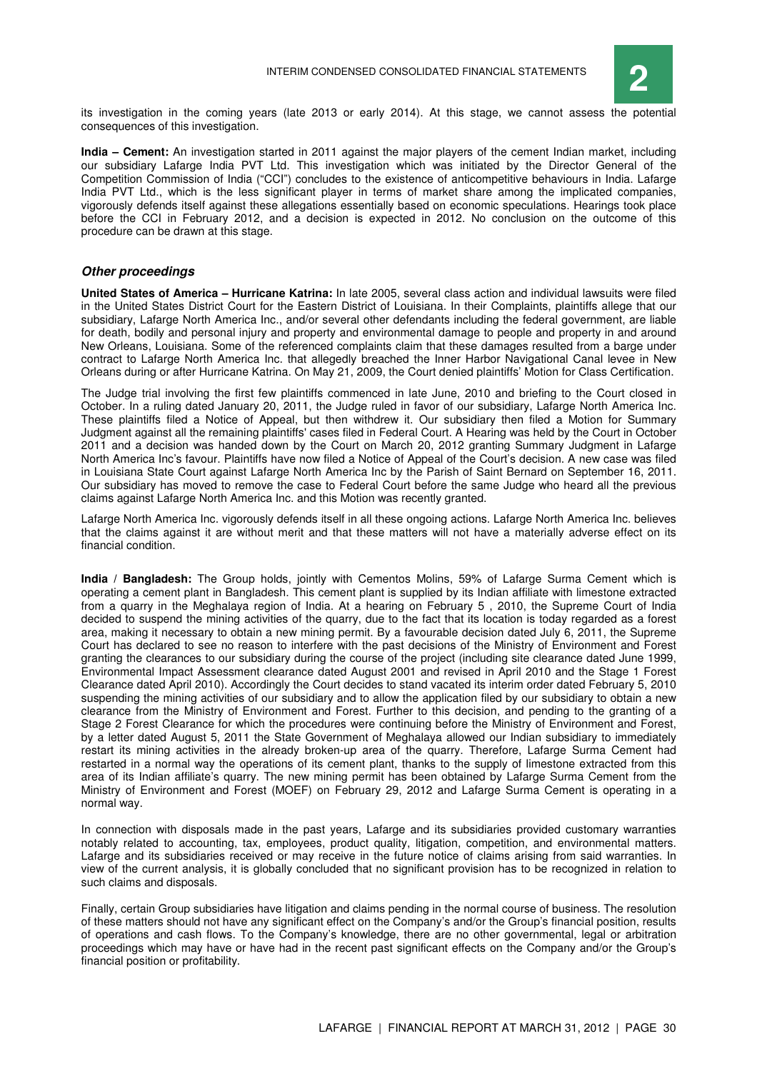its investigation in the coming years (late 2013 or early 2014). At this stage, we cannot assess the potential consequences of this investigation.

**India – Cement:** An investigation started in 2011 against the major players of the cement Indian market, including our subsidiary Lafarge India PVT Ltd. This investigation which was initiated by the Director General of the Competition Commission of India ("CCI") concludes to the existence of anticompetitive behaviours in India. Lafarge India PVT Ltd., which is the less significant player in terms of market share among the implicated companies, vigorously defends itself against these allegations essentially based on economic speculations. Hearings took place before the CCI in February 2012, and a decision is expected in 2012. No conclusion on the outcome of this procedure can be drawn at this stage.

### *Other proceedings*

**United States of America – Hurricane Katrina:** In late 2005, several class action and individual lawsuits were filed in the United States District Court for the Eastern District of Louisiana. In their Complaints, plaintiffs allege that our subsidiary, Lafarge North America Inc., and/or several other defendants including the federal government, are liable for death, bodily and personal injury and property and environmental damage to people and property in and around New Orleans, Louisiana. Some of the referenced complaints claim that these damages resulted from a barge under contract to Lafarge North America Inc. that allegedly breached the Inner Harbor Navigational Canal levee in New Orleans during or after Hurricane Katrina. On May 21, 2009, the Court denied plaintiffs' Motion for Class Certification.

The Judge trial involving the first few plaintiffs commenced in late June, 2010 and briefing to the Court closed in October. In a ruling dated January 20, 2011, the Judge ruled in favor of our subsidiary, Lafarge North America Inc. These plaintiffs filed a Notice of Appeal, but then withdrew it. Our subsidiary then filed a Motion for Summary Judgment against all the remaining plaintiffs' cases filed in Federal Court. A Hearing was held by the Court in October 2011 and a decision was handed down by the Court on March 20, 2012 granting Summary Judgment in Lafarge North America Inc's favour. Plaintiffs have now filed a Notice of Appeal of the Court's decision. A new case was filed in Louisiana State Court against Lafarge North America Inc by the Parish of Saint Bernard on September 16, 2011. Our subsidiary has moved to remove the case to Federal Court before the same Judge who heard all the previous claims against Lafarge North America Inc. and this Motion was recently granted.

Lafarge North America Inc. vigorously defends itself in all these ongoing actions. Lafarge North America Inc. believes that the claims against it are without merit and that these matters will not have a materially adverse effect on its financial condition.

**India / Bangladesh:** The Group holds, jointly with Cementos Molins, 59% of Lafarge Surma Cement which is operating a cement plant in Bangladesh. This cement plant is supplied by its Indian affiliate with limestone extracted from a quarry in the Meghalaya region of India. At a hearing on February 5 , 2010, the Supreme Court of India decided to suspend the mining activities of the quarry, due to the fact that its location is today regarded as a forest area, making it necessary to obtain a new mining permit. By a favourable decision dated July 6, 2011, the Supreme Court has declared to see no reason to interfere with the past decisions of the Ministry of Environment and Forest granting the clearances to our subsidiary during the course of the project (including site clearance dated June 1999, Environmental Impact Assessment clearance dated August 2001 and revised in April 2010 and the Stage 1 Forest Clearance dated April 2010). Accordingly the Court decides to stand vacated its interim order dated February 5, 2010 suspending the mining activities of our subsidiary and to allow the application filed by our subsidiary to obtain a new clearance from the Ministry of Environment and Forest. Further to this decision, and pending to the granting of a Stage 2 Forest Clearance for which the procedures were continuing before the Ministry of Environment and Forest, by a letter dated August 5, 2011 the State Government of Meghalaya allowed our Indian subsidiary to immediately restart its mining activities in the already broken-up area of the quarry. Therefore, Lafarge Surma Cement had restarted in a normal way the operations of its cement plant, thanks to the supply of limestone extracted from this area of its Indian affiliate's quarry. The new mining permit has been obtained by Lafarge Surma Cement from the Ministry of Environment and Forest (MOEF) on February 29, 2012 and Lafarge Surma Cement is operating in a normal way.

In connection with disposals made in the past years, Lafarge and its subsidiaries provided customary warranties notably related to accounting, tax, employees, product quality, litigation, competition, and environmental matters. Lafarge and its subsidiaries received or may receive in the future notice of claims arising from said warranties. In view of the current analysis, it is globally concluded that no significant provision has to be recognized in relation to such claims and disposals.

Finally, certain Group subsidiaries have litigation and claims pending in the normal course of business. The resolution of these matters should not have any significant effect on the Company's and/or the Group's financial position, results of operations and cash flows. To the Company's knowledge, there are no other governmental, legal or arbitration proceedings which may have or have had in the recent past significant effects on the Company and/or the Group's financial position or profitability.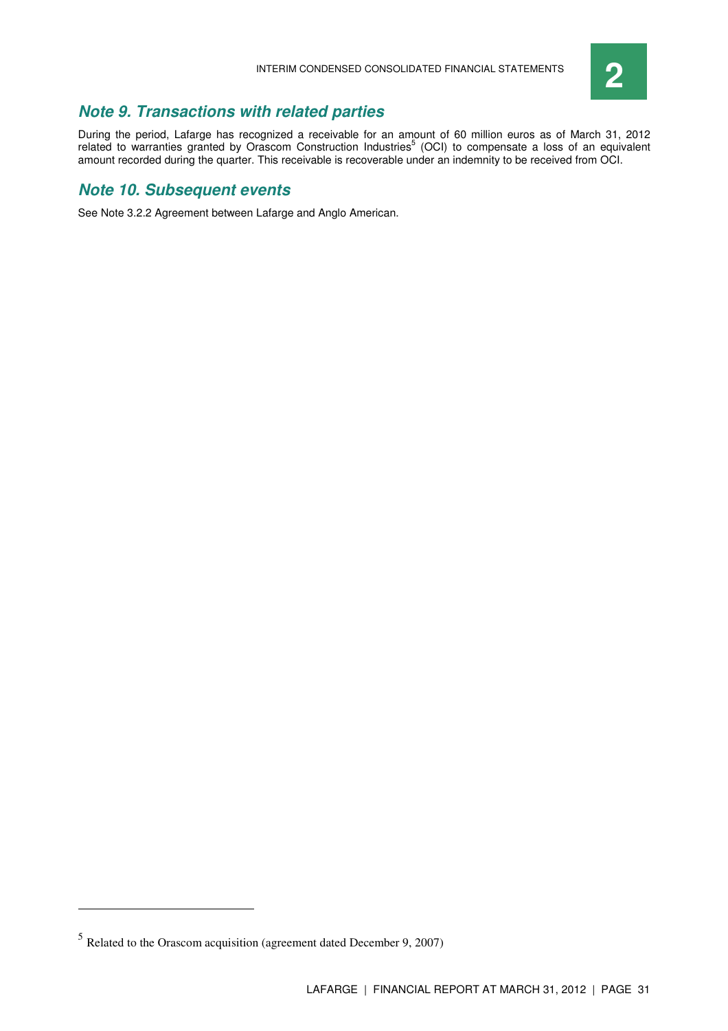## *Note 9. Transactions with related parties*

During the period, Lafarge has recognized a receivable for an amount of 60 million euros as of March 31, 2012 related to warranties granted by Orascom Construction Industries[5] (OCI) to compensate a loss of an equivalent amount recorded during the quarter. This receivable is recoverable under an indemnity to be received from OCI.

## *Note 10. Subsequent events*

See Note 3.2.2 Agreement between Lafarge and Anglo American.

---

[5] Related to the Orascom acquisition (agreement dated December 9, 2007)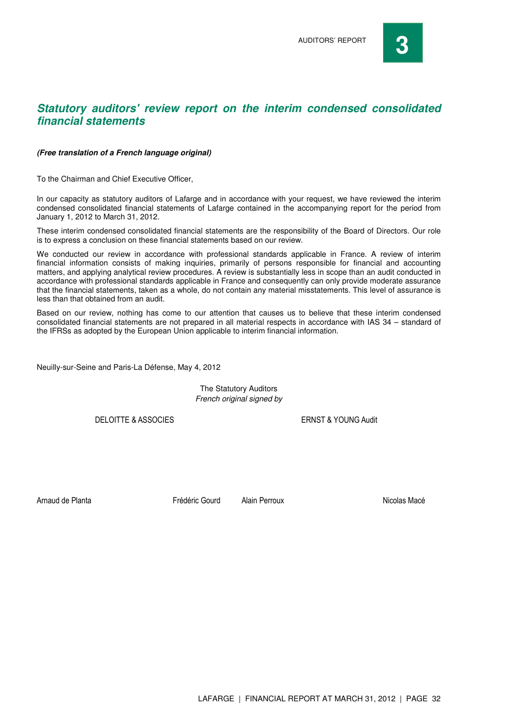## *Statutory auditors' review report on the interim condensed consolidated financial statements*

***(Free translation of a French language original)***

To the Chairman and Chief Executive Officer,

In our capacity as statutory auditors of Lafarge and in accordance with your request, we have reviewed the interim condensed consolidated financial statements of Lafarge contained in the accompanying report for the period from January 1, 2012 to March 31, 2012.

These interim condensed consolidated financial statements are the responsibility of the Board of Directors. Our role is to express a conclusion on these financial statements based on our review.

We conducted our review in accordance with professional standards applicable in France. A review of interim financial information consists of making inquiries, primarily of persons responsible for financial and accounting matters, and applying analytical review procedures. A review is substantially less in scope than an audit conducted in accordance with professional standards applicable in France and consequently can only provide moderate assurance that the financial statements, taken as a whole, do not contain any material misstatements. This level of assurance is less than that obtained from an audit.

Based on our review, nothing has come to our attention that causes us to believe that these interim condensed consolidated financial statements are not prepared in all material respects in accordance with IAS 34 – standard of the IFRSs as adopted by the European Union applicable to interim financial information.

Neuilly-sur-Seine and Paris-La Défense, May 4, 2012

The Statutory Auditors
*French original signed by*

DELOITTE & ASSOCIES

Arnaud de Planta

Frédéric Gourd

ERNST & YOUNG Audit

Alain Perroux

Nicolas Macé